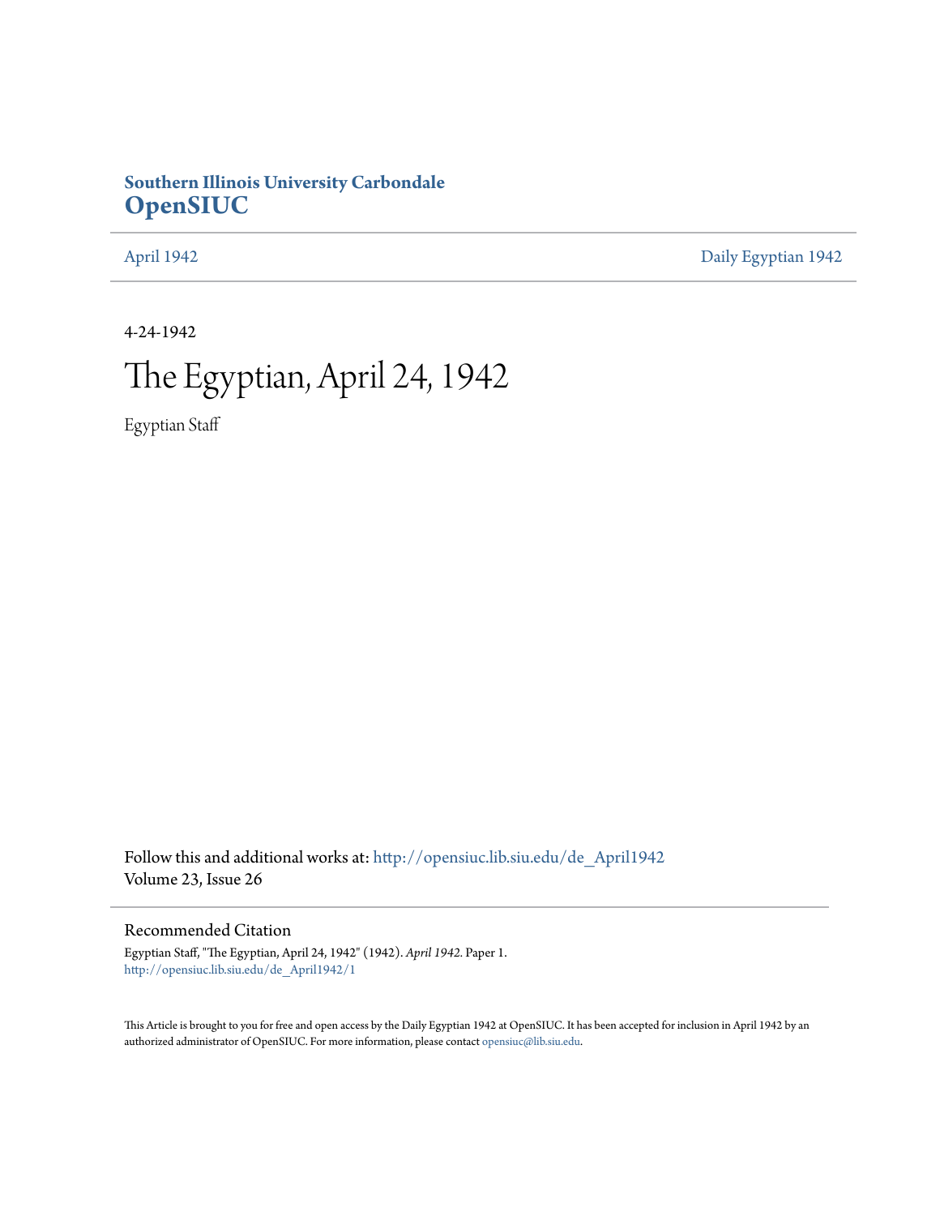**Southern Illinois University Carbondale**
# OpenSIUC

April 1942 | Daily Egyptian 1942

4-24-1942

# The Egyptian, April 24, 1942

Egyptian Staff

Follow this and additional works at: http://opensiuc.lib.siu.edu/de_April1942
Volume 23, Issue 26

## Recommended Citation

Egyptian Staff, "The Egyptian, April 24, 1942" (1942). *April 1942.* Paper 1.
http://opensiuc.lib.siu.edu/de_April1942/1

This Article is brought to you for free and open access by the Daily Egyptian 1942 at OpenSIUC. It has been accepted for inclusion in April 1942 by an authorized administrator of OpenSIUC. For more information, please contact opensiuc@lib.siu.edu.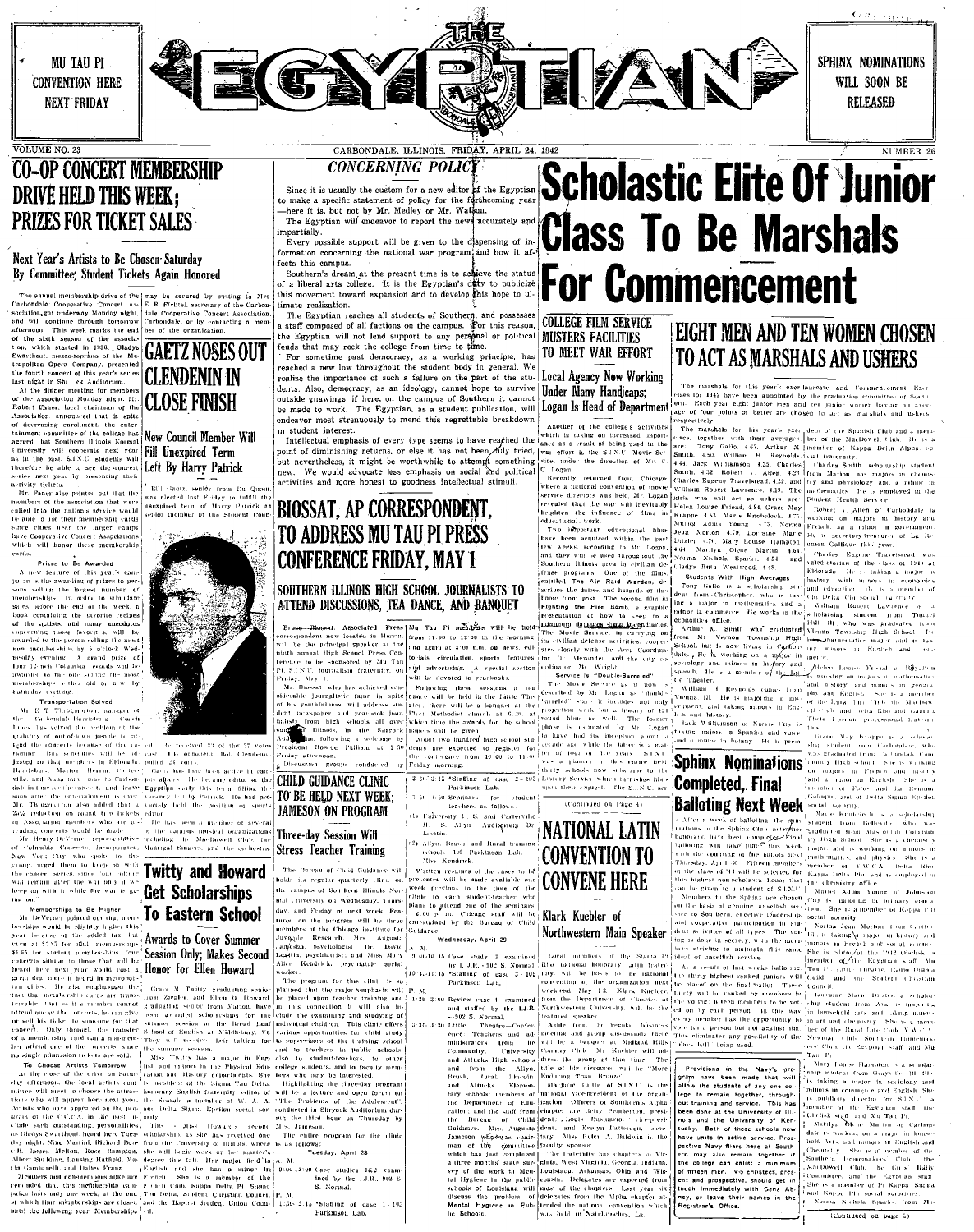MU TAU PI CONVENTION HERE NEXT FRIDAY

# THE EGYPTIAN

SPHINX NOMINATIONS WILL SOON BE RELEASED

VOLUME NO. 23 — CARBONDALE, ILLINOIS, FRIDAY, APRIL 24, 1942 — NUMBER 26

## CO-OP CONCERT MEMBERSHIP DRIVE HELD THIS WEEK; PRIZES FOR TICKET SALES

### Next Year's Artists to Be Chosen Saturday By Committee; Student Tickets Again Honored

The annual membership drive of the Carbondale Cooperative Concert Association got underway Monday night, and will continue through tomorrow afternoon. This week marks the end of the sixth season of the association, which started in 1936. Gladys Swarthout, mezzo-soprano of the Metropolitan Opera Company, presented the fourth concert of this year's series last night in Shryock Auditorium.

At the dinner meeting for members of the Association Monday night, Mr. Robert Faner, local chairman of the Association, announced that in spite of decreasing enrollment, the entertainment committee of the college has agreed that Southern Illinois Normal University will cooperate next year as in the past. S.I.N.U. students will therefore be able to see the concert series next year by presenting their activity tickets.

Mr. Faner also pointed out that the members of the association that were called into the nation's service would be able to use their membership cards since cities near the larger camps have Cooperative Concert Associations which will honor these membership cards.

**Prizes to Be Awarded**

A new feature of this year's campaign is the awarding of prizes to persons selling the largest number of memberships. In order to stimulate sales before the end of the week, a book containing the favorite recipes of the artists and many anecdotes concerning these favorites will be awarded to the person selling the most new memberships by 5 o'clock Wednesday evening. A grand prize of four 12-inch Columbia records will be awarded to the one selling the most memberships either old or new, by Saturday evening.

**Transportation Solved**

Mr. E. T. Thurgenbon, manager of the Carbondale-Harrisburg Coach Lines has solved the problem of the inability of out-of-town people to attend the concerts because of the curtailment of bus schedules. Bus schedules will be adjusted so that members in Eldorado, Harrisburg, Marion, Herrin, Carterville, and Anna may come to Carbondale in time for the concert, and leave soon after the entertainment is over. Mr. Thurgenbon also added that a 25% reduction on round trip tickets of Association members who are attending concerts would be made.

Mr. Henry DeVerner, representative of Columbia Concerts Incorporated, New York City, who spoke to the group, urged them to keep up with the concert series since "our culture will remain after the war only if we keep on with it while the war is going on."

**Memberships to Be Higher**

Mr. DeVerner pointed out that memberships would be slightly higher this year because of the added tax, but even at $5.85 for adult memberships, $4.65 for student memberships, the concerts suitable to those that will be heard here next year would cost a great deal more if heard in metropolitan cities. He also emphasized the fact that membership cards are transferable. That is, if a member cannot attend one of the concerts, he can give or sell his ticket to some one for that concert. Only through the transfer of a membership card can a non-member attend one of the concerts since no single admission tickets are sold.

**To Choose Artists Tomorrow**

At the close of the drive on Saturday afternoon, the local artists committee will meet to choose the attractions who will appear here next year. Artists who have appeared on the program at the C.C.A. in the past include such outstanding personalities as Gladys Swarthout, heard here Tuesday night, Nino Martini, Richard Bonelli, James Melton, Rose Bampton, Albert Spalding, Lansing Hatfield, Maria Gambarelli, and Dalies Franz.

Members and non-members alike are reminded that this membership campaign lasts only one week, at the end of which time memberships are closed until the following year. Memberships may be secured by writing to Mrs. E. R. Fiebtel, secretary of the Carbondale Cooperative Concert Association, Carbondale, or by contacting a member of the organization.

## GAETZ NOSES OUT CLENDENIN IN CLOSE FINISH

### New Council Member Will Fill Unexpired Term Left By Harry Patrick

Bill Gaetz, senior from Du Quoin, was elected last Friday to fulfill the unexpired term of Harry Patrick as senior member of the Student Council. He received 33 of the 57 votes cast. His opponent, Bob Clendenin, polled 24 votes.

Gaetz has long been active in campus affairs. He became editor of the Egyptian early this term filling the vacancy left by Patrick. He had previously held the position of sports editor.

He has been a member of several of the campus musical organizations including the MacDowell Club, the Madrigal Singers, and the orchestra.

## Twitty and Howard Get Scholarships To Eastern School

### Awards to Cover Summer Session Only; Makes Second Honor for Ellen Howard

Grace M. Twitty, graduating senior from Zeigler, and Ellen G. Howard, graduating senior from Marion, have been awarded scholarships for the summer session at the Bread Loaf School of English at Middlebury, Vt. They will receive their tuition for the summer session.

Miss Twitty has a major in English and minors in the Physical Education and History departments. She is president of the Sigma Tau Delta honorary English fraternity, editor of "The Scarab," a member of W. A. A. and Delta Sigma Epsilon social sorority.

This is Miss Howard's second scholarship, as she has received one from the University of Illinois, where she will begin work on her master's degree this fall. Her major field is English and she has a minor in French. She is a member of the French Club, Kappa Delta Pi, Sigma Tau Delta, Student Christian Council and the Baptist Student Union Council.

## CONCERNING POLICY

Since it is usually the custom for a new editor of the Egyptian to make a specific statement of policy for the forthcoming year —here it is, but not by Mr. Medley or Mr. Watson.

The Egyptian will endeavor to report the news accurately and impartially.

Every possible support will be given to the dispensing of information concerning the national war program and how it affects this campus.

Southern's dream at the present time is to achieve the status of a liberal arts college. It is the Egyptian's duty to publicize this movement toward expansion and to develop this hope to ultimate realization.

The Egyptian reaches all students of Southern, and possesses a staff composed of all factions on the campus. For this reason, the Egyptian will not lend support to any personal or political feuds that may rock the college from time to time.

For sometime past democracy, as a working principle, has reached a new low throughout the student body in general. We realize the importance of such a failure on the part of the students. Also, democracy, as an ideology, cannot hope to survive outside gnawings, if here, on the campus of Southern it cannot be made to work. The Egyptian, as a student publication, will endeavor most strenuously to mend this regrettable breakdown in student interest.

Intellectual emphasis of every type seems to have reached the point of diminishing returns, or else it has not been duly tried, but nevertheless, it might be worthwhile to attempt something new. We would advocate less emphasis on social and political activities and more honest to goodness intellectual stimuli.

## BIOSSAT, AP CORRESPONDENT, TO ADDRESS MU TAU PI PRESS CONFERENCE FRIDAY, MAY 1

### SOUTHERN ILLINOIS HIGH SCHOOL JOURNALISTS TO ATTEND DISCUSSIONS, TEA DANCE, AND BANQUET

Bruce Biossat, Associated Press correspondent now located in Herrin, will be the principal speaker at the ninth annual High School Press Conference to be sponsored by Mu Tau Pi, S.I.N.U. journalism fraternity, on Friday, May 1.

Mr. Biossat, who has achieved considerable journalistic fame in spite of his youthfulness, will address student newspaper and yearbook journalists from high schools all over southern Illinois, in the Sargent Auditorium, following a welcoming by President Roscoe Pulliam at 1:30 Friday afternoon.

Discussion groups conducted by Mu Tau Pi members will be held from 11:00 to 12:00 in the morning, and again at 3:00 p.m. on news, editorials, circulation, sports, features, and advertising. A special section will be devoted to yearbooks.

Following these sessions a tea dance will be held in the Little Theatre; there will be a banquet at the First Methodist church at 6:30, at which time the awards for the school papers will be given.

About two hundred high school students are expected to register for the conference from 10:00 to 11:00 Friday morning.

## CHILD GUIDANCE CLINIC TO BE HELD NEXT WEEK; JAMESON ON PROGRAM

### Three-day Session Will Stress Teacher Training

The Bureau of Child Guidance will holds its regular quarterly clinic on the campus of Southern Illinois Normal University on Wednesday, Thursday, and Friday of next week. Featured on the program will be three members of the Chicago Institute for Juvenile Research, Mrs. Augusta Jameson, psychologist, Dr. David Lewitin, psychiatrist, and Miss Mary Alice Kendrick, psychiatric social worker.

The program for this clinic is so planned that the major emphasis will be placed on teacher training and in this connection it will also include the examining and studying of individual children. This clinic offers unique opportunities for child study to supervisors of the training school and to teachers in public schools, also to student-teachers, to other college students, and to faculty members who may be interested.

Highlighting the three-day program will be a lecture and open forum on "The Problems of the Adolescent," conducted in Shryock Auditorium during the third hour on Thursday by Mrs. Jameson.

The entire program for the clinic is as follows:

Tuesday, April 28

A. M.

9:00-12:00 Case studies 1&2 examined by the I.J.R.—902 S. Normal.

P. M.

1:30-2:15 Staffing of case 1—105 Parkinson Lab.

2:30-3:15 Staffing of case 2—105 Parkinson Lab.

3:30-4:30 Seminars for student teachers as follows:

(1) University H. S. and Carterville H. S. Allyn Auditorium—Dr. Lewitin.

(2) Allyn, Brush, and Rural training schools—105 Parkinson Lab.—Miss Kendrick.

Written resumes of the cases to be presented will be made available one week previous to the time of the clinic to each student-teacher who plans to attend one of the seminars.

6:00 p. m. Chicago staff will be entertained by the Bureau of Child Guidance.

Wednesday, April 29

A. M.

9:00-10:45 Case study 3 examined by I.J.R.—902 S. Normal.

10:45-11:45 Staffing of case 3—105 Parkinson Lab.

P. M.

1:30-3:00 Review case 4 examined and staffed by the I.J.R.—902 S. Normal.

3:30-4:30 Little Theatre—Conference: Teachers and administrators from the Community, University and Attucks High schools and from the Allyn, Brush, Rural, Lincoln, and Attucks Elementary schools; members of the Department of Education; and the staff from the Bureau of Child Guidance. Mrs. Augusta Jameson will be chairman of the committee which has just completed a three months' state survey of the work in Mental Hygiene in the public schools of Louisiana will discuss the problem of Mental Hygiene in Public Schools.

# Scholastic Elite Of Junior Class To Be Marshals For Commencement

## COLLEGE FILM SERVICE MUSTERS FACILITIES TO MEET WAR EFFORT

### Local Agency Now Working Under Many Handicaps; Logan Is Head of Department

Another of the college's activities which is taking on increased importance as a result of being used in the war effort is the S.I.N.U. Movie Service, under the direction of Mr. C. C. Logan.

Recently returned from Chicago where a national convention of movie service directors was held, Mr. Logan revealed that the war will inevitably heighten the influence of films in educational work.

Two important educational films have been acquired within the past few weeks, according to Mr. Logan, and they will be used throughout the Southern Illinois area in civilian defense programs. One of the films, entitled The Air Raid Warden, describes the duties and hazards of this home front post. The second film is Fighting the Fire Bomb, a graphic presentation of how to keep to a minimum damages from incendiaries.

The Movie Service, in carrying on its civilian defense activities, cooperates closely with the Area Coordinator, Dr. Alexander, and the city coordinator, Mr. Wright.

**Service is "Double-Barreled"**

The Movie Service as it now is described by Mr. Logan as "double-barreled" since it includes not only projection work but a library of 123 sound films as well. The former phase is estimated by Mr. Logan to have had its inception about a decade ago while the latter is a matter of less than five years. S.I.N.U. was a pioneer in this entire field, thirty schools now subscribe to the Library Service which furnishes films upon their request. The S.I.N.U. ser-

(Continued on Page 4)

## NATIONAL LATIN CONVENTION TO CONVENE HERE

### Klark Kuebler of Northwestern Main Speaker

Local members of the Sigma Pi Iota national honorary Latin fraternity will be hosts to the national convention of the organization next week-end, May 1-2. Klark Kuebler, from the Department of Classics at Northwestern University, will be the featured speaker.

Aside from the regular business meetings and luncheon sessions there will be a banquet at Midland Hills Country Club. Mr. Kuebler will address the group at that time. The title of his speech will be "More Enduring Than Bronze."

Marjorie Tuttle of S.I.N.U. is the national vice-president of the organization. Officers of Southern's Alpha chapter are Betty Pemberton, president; Louis Bustavino, vice-president; and Evelyn Patterson, secretary. Miss Helen A. Baldwin is the faculty sponsor.

The fraternity has chapters in Virginia, West Virginia, Georgia, Indiana, Louisiana, Arkansas, Ohio, and Wisconsin. Delegates are expected from most of the chapters. Last year six delegates from the Alpha chapter attended the national convention which was held in Natchitoches, La.

## EIGHT MEN AND TEN WOMEN CHOSEN TO ACT AS MARSHALS AND USHERS

The marshals for this year's exercises baccalaureate and Commencement Exercises for 1942 have been appointed by the graduation committee of Southern. Each year eight junior men and ten junior women having an average of four points or better are chosen to act as marshals and ushers respectively.

The marshals for this year's exercises, together with their averages, are: Tony Gallo 4.67, Arthur M. Smith 4.50, William H. Reynolds 4.44, Jack Williamson 4.35, Charles Smith 4.32, Robert V. Allen 4.23, Charles Eugene Travelstead 4.22, and William Robert Lawrence 4.19. The girls who will act as ushers are: Helen Louise Friend 4.84, Grace May Krappe 4.83, Marie Knobeloch 4.75, Muriel Adina Young 4.75, Norma Jean Morton 4.79, Lorraine Marie Ditzler 4.70, Mary Louise Hampton 4.64, Marilyn Olyne Martin 4.64, Norma Nichols Sparks 4.54, and Gladys Ruth Westwood 4.48.

**Students With High Averages**

Tony Gallo is a scholarship student from Christopher, who is taking a major in mathematics and a minor in commerce. He works in the economics office.

Arthur M. Smith was graduated from Mt. Vernon Township High School, but is now living in Carbondale. He is working on a major in sociology and minors in history and speech. He is a member of the Little Theater.

William H. Reynolds comes from Vienna, Ill. He is majoring in government, and taking minors in English and history.

Jack Williamson of Norris City is taking majors in Spanish and voice and a minor in botany. He is president of the Spanish Club and a member of the MacDowell Club. He is a member of Kappa Delta Alpha social fraternity.

Charles Smith, scholarship student from Marion, has majors in chemistry and physiology and a minor in mathematics. He is employed in the Student Health Service.

Robert V. Allen of Carbondale is working on majors in history and French, an a minor in government. He is secretary-treasurer of Le Reunion Gallique this year.

Charles Eugene Travelstead was valedictorian of the class of 1940 at Eldorado. He is taking a major in history, with minors in economics and education. He is a member of Chi Delta Chi social fraternity.

William Robert Lawrence is a scholarship student from Tunnel Hill. He was graduated from Vienna Township High School. He is working on a mathematics major and is taking minors in English and commerce.

Helen Louise Friend of Eldorado is working on majors in mathematics and history and minors in geography and English. She is a member of the Rural Life Club, the MacDowell Club and Delta Rho and Lambda Theta Lambda professional fraternities.

Grace May Krappe is a scholarship student from Carbondale who was graduated from Carbondale Community High School. She is working on majors in French and history and a minor in English. She is a member of Forum and La Reunion Galique and of Delta Sigma Epsilon social sorority.

Marie Knobeloch is a scholarship student from Belleville who was graduated from Mascoutah Community High School. She is a chemistry major and is working on minors in mathematics and physics. She is a member of Y.W.C.A. Delta Rho, Kappa Delta Phi, and is employed in the chemistry office.

Muriel Adina Young of Johnston City is majoring in primary education. She is a member of Kappa Phi social sorority.

Norma Jean Morton from Cairo, Ill. is taking a major in history and minors in French and social science. She is editor of the 1942 Obelisk, a member of the Egyptian staff, Mu Tau Pi, Little Theatre, Radio Drama Guild, and the Student Christian Council.

Lorraine Marie Ditzler, a scholarship student from Ava, is majoring in household arts and taking minors in art and English. She is a member of the Rural Life Club, Y.W.C.A., Newman Club, Southern Homemakers Club, the Egyptian staff and Mu Tau Pi.

Mary Louise Hampton is a scholarship student from Grayville. Ill. She is taking a major in sociology and minors in commerce and English. She is publicity director for S.I.N.U., a member of the Egyptian staff, the Obelisk staff and Mu Tau Pi.

Marilyn Olyne Martin of Carbondale is working on a major in household arts and minors in English and chemistry. She is a member of the Southern Homemakers Club, the MacDowell Club, the Girls Rally Committee, and the Egyptian staff. She is a member of Pi Kappa Sigma and Kappa Phi social sororities.

Norma Nichols Sparks, from Mo-

(Continued on page 5)

## Sphinx Nominations Completed, Final Balloting Next Week

After a week of balloting the nominations to the Sphinx Club activities honorary have been completed. Final balloting will take place this week, with the counting of the ballots next Thursday, April 30. Fifteen members of the class of '42 will be selected for this highest non-scholastic honor that can be given to a student of S.I.N.U.

Members in the Sphinx are chosen on the basis of genuine, unselfish service to Southern, effective leadership, and cooperative participation in student activities of all types. The voting is done in secrecy, with the members striving to maintain this same ideal of unselfish service.

As a result of last week's balloting the thirty highest ranked juniors will be placed on the final ballot. These thirty will be ranked by members in the voting, fifteen members to be voted on by each person. In this way every member has the opportunity to vote for a person but not against him. This eliminates any possibility of the "black ball" being used.

Provisions in the Navy's program have been made that will allow the students of any one college to remain together, throughout training and service. This has been done at the University of Illinois and the University of Kentucky. Both of these schools now have units in active service. Prospective Navy fliers here at Southern may also remain together if the college can enlist a minimum of thirty men. V-5 enlistees, present and prospective, should get in touch immediately with Gene Abney, or leave their names in the Registrar's Office.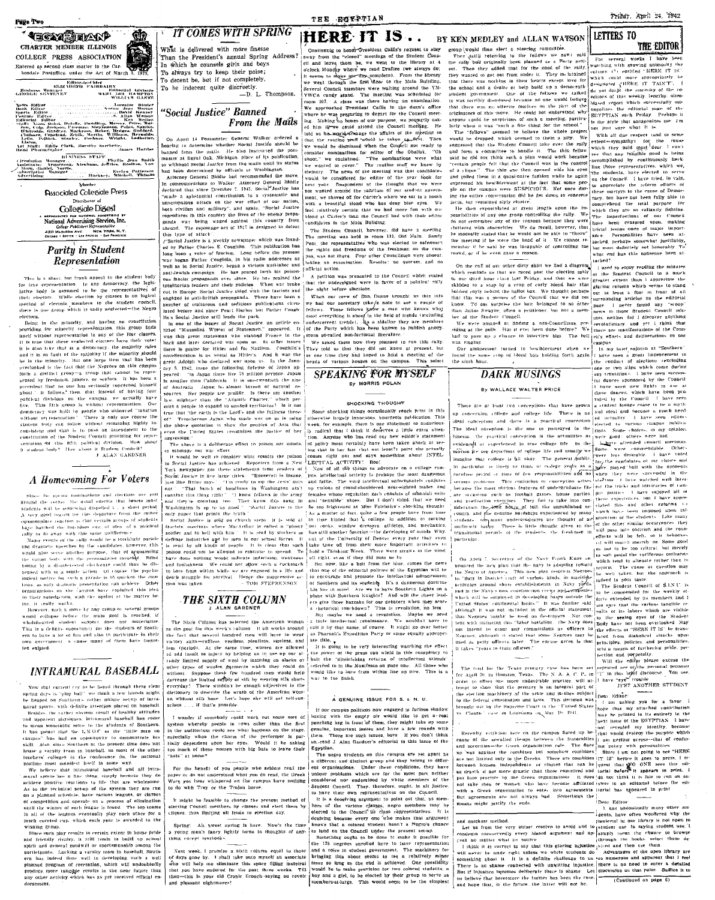# THE EGYPTIAN

CHARTER MEMBER ILLINOIS COLLEGE PRESS ASSOCIATION

Entered as second class matter in the Carbondale Postoffice, under the Act of March 3, 1879.

Editor-in-chief ... ELIZABETH FAIRBAIRN
Business Manager ... GEORGE SWEENEY
Editorial Advisers ... MARY JOE HAMPTON, WILLIAM GATES

News Editor ... Lorraine Distler
Desk Editor ... Norma Jean Morgan
Sports Editor ... David Kenney
Feature Editor ... S. Allan Watson
Editorial Editor ... Ken Medley

Art Staff: Eddie Clark, Dorothy Scrifhette.
Head Photographer ... James Harriss

BUSINESS STAFF

Circulation Manager ... Phyllis Jean Smith
Subscription Manager ... Evelyn Patterson
Advertising ... Hackney, Mitchell, Thomas

Member Associated Collegiate Press
Distributor of Collegiate Digest

REPRESENTED FOR NATIONAL ADVERTISING BY National Advertising Service, Inc. College Publishers Representative 420 MADISON AVE. NEW YORK, N.Y. CHICAGO · BOSTON · LOS ANGELES · SAN FRANCISCO

## Parity in Student Representation

This is a short, but frank appeal to the student body for true representation. In any democracy, the legislative body is assumed to be the representatives of their electors. While election by classes is an logical method of electing members to the student council, there is one group which is sadly neglected—the Negro electors.

Being in the minority, and having no constitution providing for minority representation, this group finds itself without representation in any of the four classes. It is true that these neglected electors have their votes. It is also true that in a democracy, the majority rules and it is no fault of the majority if the minority should be in the minority. But one large item that has been overlooked is the fact that the Negroes on this campus form a distinct group—a group that cannot be represented by freshmen, juniors or seniors. It has been a precedent that no one has seriously concerned himself about. It follows, then, that instead of having four political divisions on the campus, we actually have five. This fifth group is without representation. Our democracy was built by people who abhorred "taxation without representation." There is only one course the student body can follow without remaining highly inconsistent and that is to pass an amendment to the constitution of the Student Council providing for representation of this fifth political division. How about it student body? How about it Student Council?

J. ALAN GARDNER

## A Homecoming For Voters

Since the general nominations and elections are just around the corner, the usual inertia that besets most students will be somewhat dispelled by a short period. A very good reason for this departure from the rather commonplace reaction is that certain groups of students have fostered the inexorable idea of a political rally to do away with this same indifference.

Major events of the rally would be a torchlight parade and dramatic speeches by the candidates; however, this would also serve another purpose, that of acquainting the voting body with the personalities involved. Blind voting by a disinterested electorate could thus be dispensed with in a single action. Of course the psychological motive for such a parade is to awaken the emotions, as only dramatic presentation can achieve. Other organizations on the campus have exploited this idea to their satisfaction with the upshot of the matter being a vitally rally.

However, such a move by any group or several groups would collapse before the main goal is reached, if wholehearted student support does not materialize. This is a definite opportunity for the students of Southern to have a lot of fun and also to participate in their own government, a cause many of them have forgotten existed.

## INTRAMURAL BASEBALL

Now that current cry to be heard through these clear spring days is "play ball," we think a few laurels might be heaped on Southern's rather unique set-up of intramural sports, with definite attention placed on baseball.

Besides the rather obvious result of healthy attitudes and apparent physiques, intramural baseball has come to mean something more to the students of Southern. It has meant that the I.M.O.C. or the "little man on campus" has had an opportunity to demonstrate his skill. Also since Southern at the present time does not house a varsity team in baseball, as most of the other teachers' colleges in the conference do, the national pastime must manifest itself in some way.

We believe that intramural baseball and all intramural sports are a fine thing, simply because they do achieve positive reactions to life that are wholesome. As to the technical set-up of the system they are run on a planned schedule, have leagues, or classes of competition and operate on a process of elimination until the winners of each league is found. The top teams in all of the leagues eventually play each other for a much coveted cup, which each year is awarded to the winning group.

Since such play results in certain extent in home pride and friendly rivalry, it still tends to build up school spirit and general goodwill or sportsmanship among the participants. Lacking a varsity team in baseball, Southern has indeed done well in developing such a well planned program of recreation, which will undoubtedly produce more tangible results in the near future than any other activity which has as yet received official endorsement.

## IT COMES WITH SPRING

What is delivered with more finesse
Than the President's annual Spring Address?
In which he counsels girls and boys
To always try to keep their poise;
To decent be, but if not completely,
To be indecent quite discreetly.

—D. L. Thompson.

## "Social Justice" Banned From the Mails

On April 14 Postmaster General Walker ordered a hearing to determine whether Social Justice should be banned from the mails. He also instructed the postmaster at Royal Oak, Michigan, place of its publication, to withhold Social Justice from the mails until its status had been determined by officials at Washington.

Attorney General Biddle had recommended the move. In communications to Walker, Attorney General Biddle declared that since December 7, 1941, Social Justice has "made a substantial contribution to a systematic and unscrupulous attack on the war effort of our nation, both civilian and military," and again, "Social Justice reproduces in this country the lines of the enemy propaganda war being waged against this country from abroad. The espionage act of 1917 is designed to defeat this type of attack."

Social Justice is a weekly newspaper which was founded by Father Charles E. Coughlin. This publication has long been a voice of fascism. Long before the present war began, Father Coughlin, in his radio addresses as well as in Social Justice, began a vicious anti-labor and anti-Jewish campaign. He has poured forth his poisonous fascist propaganda ever since. He has praised the totalitarian leaders and their policies. When war broke out in Europe Social Justice sided with the fascists and engaged in anti-British propaganda. There have been a number of traitorous and seditious publications circulated before and since Pearl Harbor, but Father Coughlin's Social Justice still leads the pack.

In one of the issues of Social Justice, an article entitled "Mussolini, Wisest of Statesmen," appeared. It was this great statesman who stabbed France in the back and later declared war upon us. In other issues there is praise for Hitler and for Nazism. Coughlin's anti-Semitism is as brutal as Hitler's. And it was the great Adolph who declared war upon us. In the January 5, 1942, issue the following defense of Japan appeared: "In Japan there live 73 million persons. Japan is smaller than California. It is one-twentieth the size of Australia. Japan is almost barren of natural resources. Her people are prolific. There is another law, mightier than the 'Atlantic Charter,' which permits a people to expand to unused territories. Is it not true that the earth is the Lord's and the fullness thereof? ... Treacherous Japan who made war on us is using the above quotation to show the peoples of Asia that even the United States recognizes the justice of her aggression."

The above is a deliberate effort to poison our minds, to sabotage our war effort.

It would be well to consider what results the poison in Social Justice has achieved. Reporters from a New York newspaper got these statements from readers of Social Justice in five large cities: "Roosevelt is insane, just like Hitler says." "I'm ready to rip the Jews' guts out." "That bunch of hoodlums in Washington ain't running this thing right." "I know fellows in the army and they're grewling too. They know this thing in Washington is up to no good." "Social Justice is the only paper that prints the truth."

Social Justice is sold on church steps; it is sold at fascists meetings where MacArthur is called a "phony soldier and to hell with him." It is read by workers in defense industries and by men in our armed forces. It is read by all kinds of people. It is clear that such poison could not be allowed to continue to spread. To have done nothing would indicate indecision, weakness and foolishness. We could not allow such a cockroach to bore from within while we are engaged in a life and death struggle for survival. Hence the suppressive action was taken.

—TOM STEPHENSON

## THE SIXTH COLUMN

J. ALAN GARDNER

The Sixth Column has selected the American woman as the goal for this week's column. It all works around the fact that several hundred men will have to wear victory suits—cuffless, vestless, pleatless, sizeless, and less (period). At the same time, women are allowed to add insult to injury by helping us to use up our already limited supply of wool by insisting on slacks or other types of woolen garments which they could do without. Suppose these few hundred men would help decrease the limited supply of silk by wearing silk shirts everyday! There wouldn't be enough adjectives in the dictionary to describe the wrath of the American woman without silk hose. Let's hope she will get self-conscious ... if that's possible.

I wonder if somebody could work out some sort of system whereby people in rows other than the first in the auditorium could see what happens on the stage, especially when the charm of the performer is partially dependent upon her eyes. Would it be asking too much of these women with big hats to leave their "hats" at home?

For the benefit of you people who seldom read the paper or do not understand what you do read, the Greek Warp you hear whispered on the campus have nothing to do with Troy or the Trojan horse.

It might be feasible to change the present method of electing Council members by classes and elect them by cliques, thus limiting all feuds to election day.

Spring! Ah, sweet spring is here. Now's the time a young man's fancy lightly turns to thoughts of anything except textbooks.

Next week, I promise a sixth column equal to those of days gone by. I shall take more myself at associate who will help me eliminate the space filling material that you have endured for the past three weeks. Till then—this is your old Cronic Grouch saying au revoir and pleasant nightmares!

## HERE IT IS . .

BY KEN MEDLEY and ALLAN WATSON

Continuing to heed President Coffin's request to stay away from the "closed" meetings of the Student Council and leave them be, we went to the library at 4 o'clock Monday where we read Drafted (we always do; it seems to make our day complete). From the library we went through the first floor to the Main Building. Several Council members were waiting around the YM-YWCA candy stand. The meeting was scheduled for room 107. A class was there having an examination. We approached President Coffin in the dean's office where he was preparing to depart for the Council meeting. Making no bones of our purpose, we promptly asked him if we could attend the Council meeting. He told us he would arrange the affairs of the meeting so that the routine stuff would be taken up first. Then we would be dismissed when the Council got ready to consider nominations for editor of the Obelisk. "Oh shoot," we exclaimed. "The nominations were what we wanted to cover." The routine stuff we knew by memory. The news of the meeting was that candidates would be considered for editor of the year book for next year. Despondent at the thought that we were not wanted under the sanctum of our student government, we shoved off for Carter's where we sat in a booth with a beautiful blond who has deep blue eyes. We feel relatively certain that we had more fun with our blond at Carter's than the Council had with their editor candidates in the Main Building.

The Student Council, however, did have a meeting. The meeting was held in room 111, Old Main. Sandy Pent, the representative who was elected to safeguard the rights and freedoms of the freshmen on the campus, was not there. Four other Councilmen were absent, taking an examination. Results: no quorum, and no official action.

A petition was presented to the Council which stated that the undersigned were in favor of a political rally the night before elections.

When our crew of Dan Dunne brought us this into he said our secretary take a note to see a couple of fellows. These fellows knew a man who knows why most everything is about in the field of trends (including undercurrent trends). As a sideline they are members of the Party which has been known to publish anonymous political non-fictional literature.

We asked them how they planned to run this rally. They told us that they did not know at present, but at one time they had hoped to hold a meeting of the heads of various houses on the campus. This select group would then elect a steering committee.

They (still referring to the fellows we saw) said the rally bud originally been planned as a Party project. Then they added that for the good of the rally, they wanted to get out from under it. They maintained that there was nothing in their hearts except love for the school and a desire to help build up a democratic student government. One of the fellows we talked to was terribly distressed because no one would believe that there was no ulterior motives on the part of the originators of this move. He could not understand why anyone could be suspicious of such a meeting, particularly when it was "such a fine thing for the school."

The "fellows" seemed to believe the whole project would be dropped, which seemed to them a pity. We suggested that the Student Council take over the rally and form a committee to handle it. The this fellow said he did not think such a plan would work because "certain people felt that the Council was in the control of a clique." The chin one then opened wide his eyes and called them in a quasi-naive fashion while he again expressed his bewilderment at the fact that some people on the campus were SUSPICIOUS. Not once during the entire conversation did he get down to concrete facts, but remained slyly elusive.

He then expounded at great length upon the impossibilities of any one group controlling the rally. We do not remember any of the reasons because they were cluttered with obscurities. We do recall, however, that he modestly stated that he would not be able to "throw" the meeting if he were the head of it. We cannot remember if he said he was incapable of controlling the crowd, or if he even gave a reason.

On the cuff of our other dirty shirt we find a diagram which reminds us that we raced past the election table to our third hour class last Friday, and that we were shifted to a stop by a crop of curly blond hair that bobbed coyly behind the ballot box. We thought perhaps that this was a member of the Council that we did not know. To our surprise the hair belonged to no other than Julius Swayne, often a petitioner, but not a member of the Student Council.

We were amazed at finding a non-Councilman presiding at the polls. Has it ever been done before? We had to pass up a chance to interview him. The bell was ringing.

Our amazement turned to bewilderment when we found the same crop of blond hair holding forth again the sixth hour.

## SPEAKING FOR MYSELF

By MORRIS POLAN

### SHOCKING THOUGHT

Some shocking things occasionally reach print in this otherwise largely innocuous, bourgeois publication. This week, for example, there is one statement so audaciously radical that I think it deserves a little extra attention. Anyone who has read our new editor's statement of policy must certainly have been taken aback at seeing that in her list (but not least!) point she actually comes right out and says something about INTELLECTUAL ACTIVITY! Boo!

Now of all the things to advocate on a college campus, intellectual activity is perhaps the most dangerous and futile. The word intellectual unfortunately conjures up visions of round-shouldered, near-sighted males and females whose recreation each consists of chemical tests and "sensible" shoes. But I don't think that we need be too frightened at Miss Fairbairn's shocking thought. As a matter of fact quite a few people have from time to time hinted that a college in addition to turning out cooks, window dressers, athletes, and mechanics, has still another function—the developing of minds. Why, out at the University of Denver every year they even take time off from their more important activities to hold a Thinking Week. There were straws in the wind all right, even if they did pass us by.

But now, like a bolt from the blue, comes the news that one of the editorial policies of the Egyptian will be to encourage and promote the intellectual advancement of Southern and its students. It's a dangerous doctrine. Like bees in mind. Are we to have Southern Lights on a plane with Southern Knights? And will the cheer leaders give three huzzahs for our debaters when they score a rhetorical touchdown? This is revolution, no less.

But maybe we need a revolution. Maybe we need a little intellectual renaissance. We wouldn't have to call it by that name, of course. It might go over better as Pharaoh's Expedition Party or some equally appropriate title.

It is going to be very interesting watching the effect the power of the press can wield in this conspiracy to halt the "diminishing returns of intellectual stimuli" referred to in the Manifesto on page one. All those who would like to bore from within line up now. This is a war to the finish.

### A GENUINE ISSUE FOR S. I. N. U.

If our campus politicos now engaged in furious shadow boxing with the empty air would like to get a real punching bag in front of them, they might take up some genuine, important issues and have a go at walloping them. There are such issues, boys. If you don't think so, read J. Alan Gardner's editorial in this issue of the Egyptian.

The negro students on this campus are set apart as a different and distinct group and they belong to different organizations. Under these conditions, they have unique problems which are for the most part neither considered nor understood by white members of the Student Council. They, therefore, ought, in all justice, to have their own representatives on the Council.

It is a deceiving argument to point out that, as members of the various classes, negro members may be elected to the Council as class representatives. It is deceiving because every one who makes that argument knows that a colored student hasn't a Negro's chance in hell on the Council under the present set-up.

Something ought to be done to make it possible for the 125 negroes enrolled here to have representation and a voice in student government. The machinery for bringing this about seems to me a relatively minor issue as long as the end is achieved. One possibility would be to make provision for two colored students, a boy and a girl, to be elected by their group to serve as members-at-large. This would seem to be the simplest and quickest method.

Let us from the very outset resolve to avoid and to condemn unreservedly every biased argument and appeal no matter what its source.

I think it correct to say that this glaring injustice will never be made right unless we white students do something about it. It is a definite challenge to us. There is no shame connected with unwitting injustice, but if injustice becomes deliberate there is shame. Let us believe that heretofore the former has been the case, and hope that, in the future, the latter will not be.

## DARK MUSINGS

By WALLACE WALTER PRICE

There are at least two conceptions that have grown up concerning college and college life. There is an ideal conception and there is a practical conception. The ideal conception is the one as portrayed in the cinema; the practical conception is the actualities as evidenced or experienced in true college life. In the movies we see depictions of college life and usually we imagine that college is all okay. The general public in particular is likely to think of college years as a carefree period—a time of few responsibilities and no serious problems. This conception or conception arises because the most obvious features of undergraduate life are occasions such as football games, house parties and graduation exercises. They fail to take into consideration the long hours of toil, the unpublished accounts and the genuine hardships experienced by many students. Many undergraduates are thought of as uniformly happy. There is little thought given to the transitional periods of the students, the freshmen in particular.

On April 7, Secretary of the Navy Frank Knox announced the new plan that the navy is adopting toward the Negroes of America. This new plan restricts Negroes to "duty in general unit of various kinds, in maritime activities around shore establishments in Navy yards and in the Navy's new construction crews and companies which will be employed in developing bases outside the United States' continental limits." It was further said although it was not included in the official statement, that Negroes might be used on destroyers. Not content with including this "labor battalion" the Navy does not intend to grant any commissions as officers to Negroes, although it stated that some Negroes may be used as petty officers later. The excuse given is that it takes "years to train officers."

The trial for the Texas primary case has been set for April 20, in Houston, Texas. The N.A.A.C.P. in order to offset one more undesirable practice will attempt to show that its primary is an integral part of the election machinery of the state and is thus subject to the federal constitution and laws. This decision was brought out by the Supreme Court in the "United States vs. Classic" case in Louisiana on May 26, 1941.

Recently criticism here on the campus flared up because of the so-called cliques between the fraternities and sororities—the "Greek organization rule." The fire up "was against the combines but somehow combines are not limited only to the Greeks. There are combines between houses, independents or cliques that can be as clearly of not more drastic that those conceived and put into practice by the Greek organizations. It does not take men or women who have become affiliated with a Greek organization to enter into agreements. But agreements are not always bad. Sometimes the means might justify the ends.

## LETTERS TO THE EDITOR

For several weeks I have been watching with growing animosity the column (?) entitled "HERE IT IS," which could more appropriately be designated "HERE IT TAIN'T." I do not doubt the sincerity of the co-editors of this weekly, lengthy, uninformed report which successfully monopolizes the editorial page of the EGYPTIAN each Friday. Perhaps it is the style that antagonizes me. I'm not just sure what it is.

With all due respect (and to some extent—sympathy) for the issue which they hold most dear, I can't see that any tangible good is being accomplished by continuously heckling those representatives which we, the students, have elected to serve on the Council. I have tried, in vain, to appreciate the reform efforts of these martyrs to the cause of Democracy, but have not been fully able to comprehend the total purpose for which they are so valiantly fighting. The imperfections of our Council have been centered upon, making trivial issues ones of major importance. Personalities have been attacked, perhaps somewhat justifiably, but most definitely not honorably. To what end has this nonsense been attached?

I used to enjoy reading the minutes of the Student Council to a much greater extent than I appreciate the glaring column which seems to stand out in bold a foot on top of all surrounding articles on the editorial page. I never found any "scoop" news in those Student Council minutes, neither did I discover anything revolutionary, and yet I think that there are manifestations of the Council's efforts and deliberations on our campus.

In my brief sojourn at "Southern" I have seen a great improvement in the conduct of elections, excluding one or two slips which came during any transition. I have seen successful dances sponsored by the Council. I have seen new lights in use at these dances, which have been provided by the Council. I have seen a student lounge cease to be a mythical ideal and become a much used actuality. I have seen officers elected to various campus publications. Some choices, in my opinion, were good, others were bad.

I have attended council meetings. Some were commendable. Others were less desirable. I have voted for the candidates of my choice and have played ball with the opponents when they were successful in the election. I have watched with interest the tricks and intricacies of campus politics. I have enjoyed all of these experiences, but I have appreciated this and other reforms which have been imposed upon the attention of the students. Like many of the other similar occurrences, they will pass into oblivion and the consequences will be felt, so it behooves us all much merrily on. Some good was not to be too critical, but merely to set aside the spitefully comments which tend to obscure rather than to reform. The cause in question may be well taken, but the approach is ... in poor taste.

The Student Council of S.I.N.U. is to be commended for the weekly efforts extended by its members and I am sure that the series inevitable results of its labors which are visible to the seeing eyes of the Student Body have not been overlooked. May the efforts of "HERE IT IS" be transformed from diabolical attacks upon principles, policies, and personalities, into a means of furthering pride, perfection and perpetuity.

Will the editor please excuse the repeated use of the personal pronoun "I" in this line of discourse. You see, I have "eye" trouble.

JUST ANOTHER STUDENT

Dear Editor:

I am asking you for a favor. I hope that my attached contribution may be printed in its entirety in the next issue of the EGYPTIAN. I have not revealed my identity, because that would destroy the purpose which I am getting across—that of confusing policy with personalities.

Since I am not going to see "HERE IT IS" before it goes to press, I request that NO ONE see this editorial before it appears in print. I do not think it is fair to run an answer to an editorial before the editorial has appeared in print.

Dear Editor:

I had undoubtedly many other students, have often wondered why the students in our library is not open to student use. In saying student use, I simply mean the chance to browse through the books, select those desired and then use them.

Advantages of the open library are so numerous and apparent that I feel there is no need to enter a detailed discussion on that point. Suffice it to

(Continued on page 6)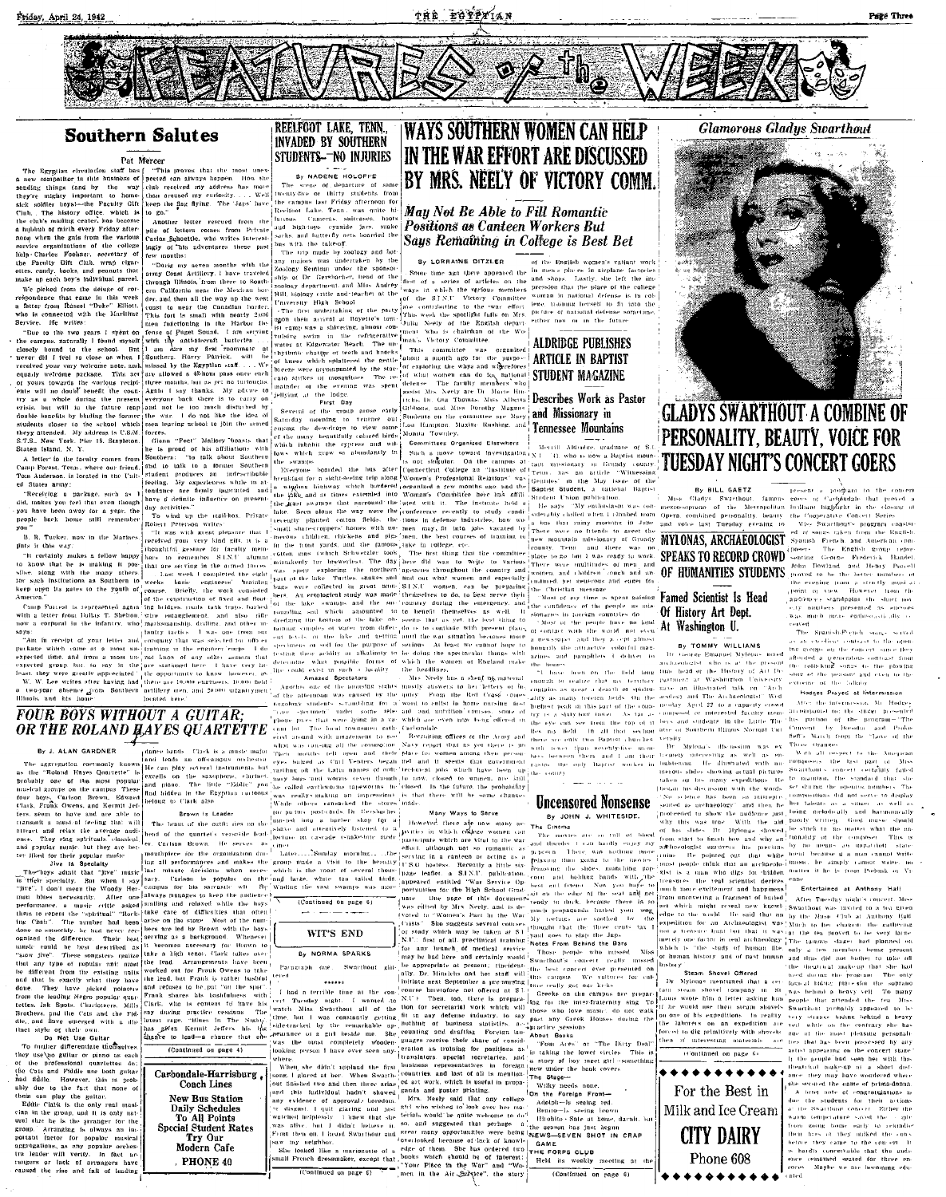# FEATURES of the WEEK

## Southern Salutes

By Pat Mercer

The Egyptian circulation staff has a new competitor in this business of sending things (and by the way they're mighty important to homesick soldier boys)—the Faculty Gift Club. The history office, which is the club's mailing center, has become a hubbub of mirth every Friday afternoon when the gals from the various service organizations of the college help Charles Foelsner, secretary of the Faculty Gift Club, wrap cigarettes, candy, books, and peanuts that make up each boy's individual parcel.

We picked from the deluge of correspondence that came in this week a letter from Russel "Duke" Elliott, who is connected with the Maritime Service. He writes:

"Due to the two years I spent on the campus, naturally I found myself closely bound to the school. But never did I feel so close as when I received your very welcome note, and equally welcome package. This act of yours towards the various recipients will no doubt benefit the country as a whole during the present crisis, but will in the future keep double benefits by binding the former students closer to the school which they've attended. My address is U.S.M. S.T.S., New York, Pier 18, Stapleton, Staten Island, N. Y."

A letter to the faculty comes from Camp Forrest, Tenn., where our friend Tom Anderson, is located in the United States army:

"Receiving a package, such as I did, makes you feel that even though you have been away for a year, the people back home still remember you."

B. R. Tucker, now in the Marines, puts it this way:

"It certainly makes a fellow happy to know that he is making it possible, along with the many others, for such institutions as Southern to keep open its gates to the youth of America."

Camp Forrest is represented again with a letter from Dallas T. Shelton, now a corporal in the infantry, who says:

"Am in receipt of your letter and package which came at a most unexpected time, and from a most unexpected group, but to say in the least, they were greatly appreciated."

W. W. Lee writes after having had a two-day absence from Southern Illinois, and his home:

"This proves that the most unexpected can always happen. How the club received my address has more than aroused my curiosity. . . . Well keep the flag flying. The 'Japs' have to go."

Another letter rescued from the pile of letters comes from Private Carlos Schoettle, who writes interestingly of his adventures these past few months:

"During my seven months with the army Coast Artillery, I have traveled through Illinois, from there to Southern California near the Mexican border, and then all the way up the west coast to near the Canadian border. This fort is small with nearly 2000 men functioning in the Harbor Defense of Puget Sound. I am serving with the anti-aircraft batteries. . . . I am sure my first roommate at Southern, Harry Patrick, will be missed by the Egyptian staff. . . . We are allowed a 48-hour pass once each three months, but as yet no furloughs. Again I say thanks. My advice to everyone back there is to carry on and not be too much disturbed by the war. I do not like the idea of men leaving school to join the armed forces."

Glenn "Peet" Mallory "boasts that he is proud of his affiliations with Southern." He talk about Southern and to talk to a former Southern student produces an indescribable feeling. My experiences while in attendance here finally figured in and have a definite influence on present day activities."

To wind up the mail-box, Private Robert Peterson writes:

"It was with great pleasure that I received your very kind gift. It is a thoughtful gesture for faculty members to remember S.I.N.U. alumni that are serving in the armed forces.

Last week I completed the eight weeks basic engineers' training course. Briefly, the work consisted of the construction of fixed and floating bridges, roads, tank traps, barbed wire entanglements, and also rifle marksmanship, drilling and other infantry tactics. I was one from our company that was selected to officer training in the engineer corps. I do not know of any other outfit that are stationed here. I have very little opportunity to know, however, as there are 10,000 engineers, 10,000 field artillery men, and 20,000 infantrymen located here."

## FOUR BOYS WITHOUT A GUITAR; OR THE ROLAND HAYES QUARTETTE

By J. ALAN GARDNER

The aggregation commonly known as the "Roland Hayes Quartette" is probably one of the most popular musical groups on the campus. These four boys, Carlson Brown, Edward Clark, Frank Owens, and Kermit Jeffers, seem to have and are able to transmit a sense of feeling that will attract and relax the average audience. They sing spirituals, classical, and popular music but they are better liked for their popular music.

### Jive Is Specialty

The boys admit that "jive" music is their specialty. But when I say "jive", I don't mean the Woody Herman blues necessarily. After one performance, a music critic asked them to repeat the "spiritual" "Rocking Chair." The number had been done so smoothly, he had never recognized the difference. Their best music could be best described as "snow jive". These songsters realize that any type of popular music must be different from the existing outfits and that is exactly what they have done. They have picked pointers from the leading Negro popular quartettes, Ink Spots, Charioteers, Mills Brothers, and the Cats and the Fiddle, and have emerged with a distinct style of their own.

### Do Not Use Guitar

To further differentiate themselves, they use no guitar or piano as each of the professional quartettes do. the Cats and Fiddle use both guitar and fiddle. However, this is probably due to the fact that none of them can play the guitar.

Eddie Clark is the only real musician in the group, and it is only natural that he is the arranger for the group. Arranging is always an important factor for popular musical aggregations, as any popular orchestra leader will verify. In fact arrangers and lack of arrangers have caused the rise and fall of leading dance bands. Clark is a music major and leads an off-campus orchestra. He can play several instruments but excels on the saxophone, clarinet, and piano. The little "Eddie" you find hidden in the Egyptian cartoons belong to Clark also.

### Brown Is Leader

The beam of the outfit goes on the head of the quartet's versatile leader, Carlson Brown. He serves as mouthpiece for the organization during all performances and makes the majority of the decisions when necessary. Carlson is popular on the campus for his sarcastic wit. By always manages to keep the audience smiling and relaxed while the boys take care of difficulties that often arise on the stage. Most of the numbers are led by Brown with the boys serving as a background. Whenever it becomes necessary for Brown to take a high tenor, Clark takes over the lead. Arrangements have been worked out for Frank Owens to take the lead, but Frank is rather bashful and refuses to be put "on the spot". Frank shares his bashfulness with Clark, who is content to have his say during practice sessions. The latest rage, "Blues In The Night", has given Kermit Jeffers his big chance to lead—a chance that eh-

(Continued on page 4)

## REELFOOT LAKE, TENN., INVADED BY SOUTHERN STUDENTS—NO INJURIES

By NADENE HOLOFFE

The scene of departure of some twenty-five or thirty students from the campus last Friday afternoon for Reelfoot Lake, Tenn. was quite hilarious. Cameras, suitcases, boots and high-tops, cyanide jars, snake sacks, and butterfly nets boarded the bus with the takeoff.

The trip made by zoology and botany majors was undertaken by the Zoology Seminar under the sponsorship of Dr. Gersbacher, head of the zoology department, and Miss Audrey Hill, biology critic and teacher at the University High School.

The first undertaking of the party upon their arrival at Boyette's tourist camp was a shivering, almost convulsive swim in the refrigerative water at Edgewater Beach. The rhythmic chatter of teeth and knocks of knees which splattered the gentle breeze were accompanied by the staccato strokes of mosquitoes. The remainder of the evening was spent jellying at the lodge.

### First Day

Several of the group arose early Saturday morning to venture out among the dewdrops to view some of the many beautifully colored birds which inhabit the cypress and willows which grow so abundantly in the swamps.

Everyone boarded the bus after breakfast for a sight-seeing trip along a winding highway which bordered the lake, and at times extended into the vast swamps that surround the lake. Seen along the way were the recently planted cotton fields, the small share-croppers' homes with numerous children, chickens and pigs in the front yard, and the famous cotton gins (which Schweitzer took mistakenly for breweries). The day was spent exploring the northern part of the lake. Turtles, snakes and bugs were collected in great numbers. An ecological study was made of the lake swamps and the surrounding soil which amounted to dredging the bottom of the lake obtaining samples of water from different levels of the lake and getting specimens of soil for the purpose of testing their acidity or alkalinity to determine what possible forms of life could exist in such a locality.

### Amazed Spectators

Another one of the amusing sights of the afternoon was caused by the ingenious students scrambling for a "catch". Several motor boats, telephone poles that were lying in a vacant lot. The local townsmen gathered around with amazement to see what was causing all the commotion. Their mouths fell open and their eyes bulged as Carl Venters began yanking off the barks of rotted logs and many bugs and worms (even though he called earthworms tapeworms) was really making an impression. While some of the party were at the store buying postcards, Dr. Gersbacher moved into a barber shop for a shave and attentively listened to a lecture on cascade (snake-bite medicine).

Later, Sunday morning, the group made a visit to the heronry which is near the town of Tiptonville and large, white, tall tailed birds wading the vast swamps was more

(Continued on page 6)

## WIT'S END

By NORMA SPARKS

Paragraph one: Swarthout glittered.

I had a terrible time at the concert Tuesday night. I wanted to watch Miss Swarthout all of the time, but I was constantly getting side-tracked by the remarkable appearance of a girl beside me. She was the most completely wooden-looking person I have ever seen anywhere.

When she didn't applaud the first song, I glared at her. When Swarthout finished the second song, she remained and this individual hadn't shown any evidence of approval, boredom, or disgust. I quit glaring and just watched hopelessly. I knew that she was alive, but I didn't believe it. From then on, I heard Swarthout and saw my neighbor.

She looked like a marionette of a small French dressmaker, except that

(Continued on page 6)

Carbondale-Harrisburg Coach Lines

New Bus Station
Daily Schedules
To All Points
Special Student Rates
Try Our
Modern Cafe
PHONE 40

## WAYS SOUTHERN WOMEN CAN HELP IN THE WAR EFFORT ARE DISCUSSED BY MRS. NEELY OF VICTORY COMM.

### *May Not Be Able to Fill Romantic Positions as Canteen Workers But Says Remaining in College is Best Bet*

By LORRAINE DITZLER

Some time ago there appeared the first of a series of articles on the ways in which the various members of the S.I.N.U. Victory Committee are contributing to the war effort. This week the spotlight falls on Mrs. Julia Neely of the English department who is chairman of the Women's Victory Committee.

This committee was organized about a month ago for the purpose of exploring the ways and wherefores of what women can do for national defense. The faculty members who assist Mrs. Neely are Dr. Marie Hinrichs, Dr. Ora Thomas, Miss Alberta Gibbons, and Miss Dorothy Magnus. Students on the committee are Mary Lou Hampton, Maxine Rushing, and Monnie Townley.

#### Committees Organized Elsewhere

Such a move toward investigation is not singular. On the campus at Connecticut College an "Institute of Women's Professional Relations" was organized a few months ago and the Women's Committee here has affiliated with it. The Institute held a conference recently to study conditions in defense industries, how women may fit into jobs vacated by men, the best courses of training to take in college, etc.

The first thing that the committee here did was to write to various agencies throughout the country and find out what women, and especially S.I.N.U. women, can be preparing themselves to do best serve their country during the emergency and to benefit themselves as well. It seems that as yet the best thing to do is to continue with present plans until the real situation becomes more serious. At least we cannot hope to be doing the spectacular things with which the women of England make the headlines.

Mrs. Neely has a sheaf of material mostly answers to her letters of inquiry. From the Red Cross comes word to enlist in home nursing, first aid and nutrition courses, some of which are even now being offered in Carbondale.

Recruiting offices of the Army and Navy report that as yet there is no place for women among their personnel and it seems that government (federal) jobs which have been open to now, closed to women, are still closed. In the future the probability is that there will be some changes made.

#### Many Ways to Serve

However, there are now many agencies in which college women can participate which are vital to the war effort although not so romantic as serving in a canteen or acting as a U.S.O. hostess. Recently a little six-page leaflet. S.I.N.U. publication, for it was entitled "Wartime Service Opportunities for the High School Graduate." One page of this document was edited by Mrs. Neely, and is devoted to "Women's Part in the War Crisis". She suggests several courses of study which may be taken at S.I. N.U. first of all, pre-clinical training for any branch of medical service may be had here and certainly would be appropriate at present. Incidentally, Dr. Hinrichs and her staff will initiate next September a pre-medical course heretofore not offered at S.I. N.U. Then, too, there is preparation for secretarial work which will fit in any defense industry, to say nothing of business statistics, accounting and drafting. Foreign languages receive their share of consideration as training for positions as translators, special secretaries, and business representatives in foreign countries, and last of all is mentioned art work, which is useful in propaganda and poster printing.

Mrs. Neely said that any college girl who wished to look over her materials would be quite welcome to do so, and suggested that perhaps a great many opportunities were being overlooked because of lack of knowledge of them. She has ordered two books which should be of interest: "Your Place in the War" and "Women in the Air Service". The story of the English women's valiant work in men's places in airplane factories and shops. Lastly, she left the impression that the place of the college woman in national defense is in college, training herself to fit into the picture of national defense sometime, either now or in the future.

## ALDRIDGE PUBLISHES ARTICLE IN BAPTIST STUDENT MAGAZINE

### Describes Work as Pastor and Missionary in Tennessee Mountains

Merrill Aldridge, graduate of S.I. N.U. '41, who is now a Baptist mountain missionary in Grundy county, Tenn., has an article "Witnessing Gentiles" in the May issue of the Baptist Student, a national Baptist Student Union publication.

He says: "My enthusiasm was considerably chilled when I climbed from a bus that rainy morning in June. There were no friends to greet the new mountain missionary of Grundy County, Tenn., and there was no place to go but I was ready to work. There were multitudes of men and women and children—such and uncultured yet generous and eager for the Christian message.

Most of my time is spent gaining the confidence of the people as missionaries in foreign countries do.

Most of the people have no kind of contact with the world not even a newspaper, and they accept almost humbly the attractive, colorful magazines and pamphlets I deliver to the homes.

"I have been on the field long enough to realize that my territory contains an area of a dearth of spirituality as many foreign fields. On the highest peak in this part of the country is a sixty-foot tower. From its top you can see through the fog of at lies my field. In all that section there are only two Baptist churches with resident pastors. Seventeen miles lie between them and I am their pastor, the only Baptist worker in the county."

## Uncensored Nonsense

By JOHN J. WHITESIDE

**The Cinema**

The movies are so full of blood and thunder I can hardly enjoy my popcorn. There was nothing more pleasing than going to the movies, munching and eating popcorn and holding hands with the best girl friend. Now you have to sit on the edge of the seat and get ready to duck. Maybe there is so much propaganda hurled your way. My feelings are soothed by the thought that the three cents tax I pay is to slap the Japs.

**Notes From Behind the Bars**

Those people who missed Miss Swarthout's concert really missed the best concert ever presented on this campus. We vultures for culture really got our kicks.

Greeks on the campus are preparing for the inter-fraternity sing. To those who love music, do not walk past any Greek Houses during the practice sessions.

**About Books**

"Four Aces" or "The Dirty Deal" is taking the lower circles. This is a story of boy meet girl—something new under the book covers.

**The Stage—**

Wilky needs none.

**On the Foreign Front—**

Adolph—Is seeing red.
Benito—Is seeing brown.
Hirohito—Sure of home, daren't bet the system has just begun.

**NEWS—SEVEN SHOT IN CRAP GAME.**

**THE FORPS CLUB**

Held its weekly meeting at the

(Continued on page 6)

## Glamorous Gladys Swarthout

## GLADYS SWARTHOUT A COMBINE OF PERSONALITY, BEAUTY, VOICE FOR TUESDAY NIGHT'S CONCERT GOERS

By BILL GAETZ

Miss Gladys Swarthout, famous mezzo-soprano of the Metropolitan Opera, combined personality, beauty, and voice last Tuesday evening to present a program to the concert goers of Carbondale that proved a brilliant highlight in the closing of the Cooperative Concert Series.

Miss Swarthout's program consisted of songs taken from the English, Spanish, French, and American composers. The English group represented George Frederick Handel, John Dowland, and Henry Purcell proved to be the better numbers of the evening from a strictly musical point of view. However, from the audience's standpoint, the short novelty numbers presented as encores was much more enthusiastically received.

The Spanish-French songs served as an excellent contrast to the opening groups of the concert, since they provided a refreshing contrast from the rollicking songs to the pleasing sorts of the peasant and even to the extreme of the lullaby.

### Hodges Played at Intermission

After the intermission, Mr. Hodges, accompanist for the singer, presented his portion of the program—"The Convent" by Borodin and Poulenc, Bell's March from "Love of the Three Oranges".

With all respect to the American composers, the last part of Miss Swarthout's concert certainly failed to maintain the standard that she set during the opening numbers. The compositions did not serve to display her talents as a singer, as well as being melodically and harmonically poorly written. Good music should be able to be mattered what the nationality of the composer. This is by means an impatient statement because a man cannot write music; he simply cannot write no matter if he is from Podunk or Vienna.

### Entertained at Anthony Hall

After Tuesday night's concert, Miss Swarthout was invited to a tea given by the Music Club at Anthony Hall. Much to the chagrin of the members, the tea proved to be very large. The famous singer had planned on only a few members being present and thus did not bother to take off the theatrical make-up that she had used during the program. The only faux-pas of the whole affair for the soprano was found in her makeup. To many people that attended the tea Miss Swarthout probably appeared to be very strange looking behind a heavy veil, while on the contrary she has one of the most pleasing personalities that has been possessed by any artist appearing on the concert stage in the past. People that had seen her with the theatrical make-up at a short distance, they may have wondered where she secured the name of prima-donna.

A kind note of congratulations is due the students for their actions at the Swarthout concert. Either the warm temperature caused the air from being so cold or the clearing of their faces or they milked the cows before they came to the concert. It is hardly conceivable that the audience remained seated for three encores. Maybe we are becoming educated.

## MYLONAS, ARCHAEOLOGIST SPEAKS TO RECORD CROWD OF HUMANITIES STUDENTS

### Famed Scientist Is Head Of History Art Dept. At Washington U.

By TOMMY WILLIAMS

Dr. George Emanuel Mylonas, noted archaeologist who is at the present time head of the History of Art Department of Washington University, gave an illustrated talk on "Archaeology and The Archaeologist" Wednesday, April 22, to a capacity crowd composed of interested faculty members and students in the Little Theatre of Southern Illinois Normal University.

Dr. Mylonas's discussion was extremely interesting as well as enlightening. He illustrated with numerous slides showing actual pictures taken on many expeditions he headed. He began his discussion with the words "No science has been so misrepresented as archaeology" and then he proceeded to show the audience just why this was true. With the aid of his slides, Dr. Mylonas showed from start to finish how and why an archaeologist uncovers his precious ruins. He pointed out that while most people think that an archaeologist is a man who digs for hidden treasures the real scientist derives much more excitement and happiness from uncovering a fragment of buried art which might reveal new knowledge to the world. He said that no expedition for an Archaeologist was not a treasure hunt but that it was merely one factor in real archaeology, which is "the study of human life or human history and of past human history.

### Steam Shovel Offered

Dr. Mylonas mentioned that a certain steam shovel company in St. Louis wrote him a letter asking him if he would use their steam shovels on one of his expeditions. In reality, the laborers on an expedition are forced to dig primitively with shovels, then if interesting materials are

(Continued on page 6)

For the Best in
Milk and Ice Cream
CITY DAIRY
Phone 608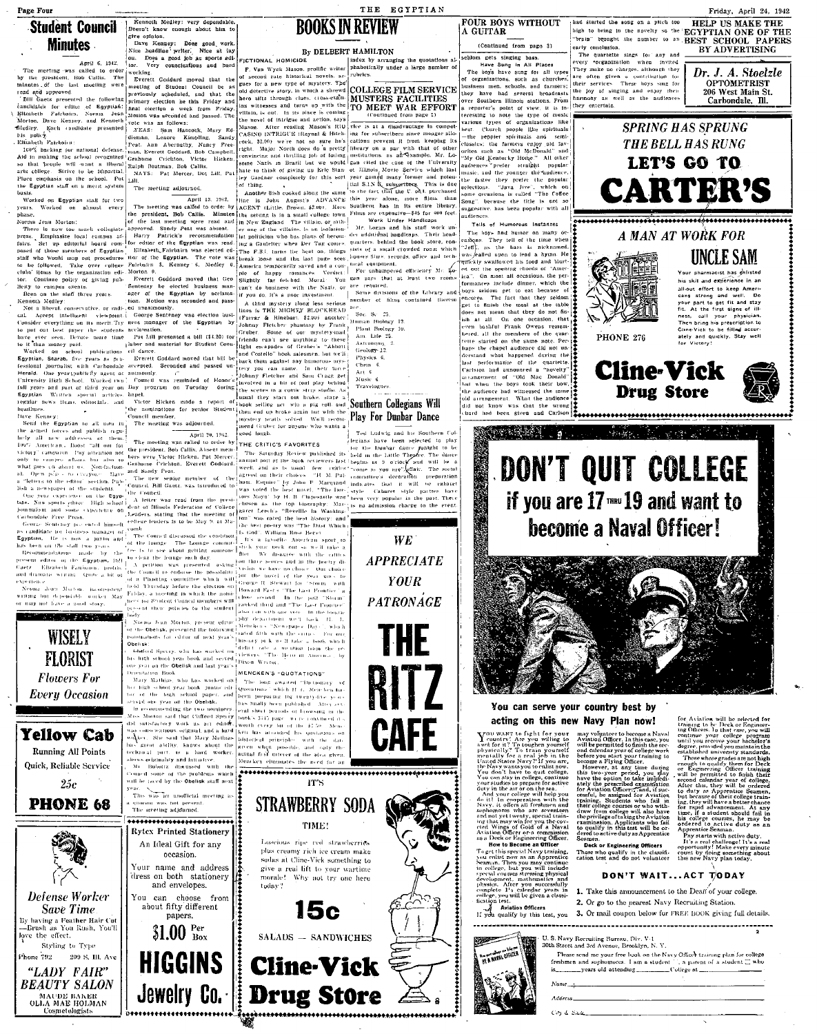# Student Council Minutes

April 6, 1942.

The meeting was called to order by the president, Bob Callis. The minutes of the last meeting were read and approved.

Bill Gaetz presented the following candidates for editor of Egyptian: Elizabeth Fairbairn, Norma Jean Morton, Dave Kenney, and Kenneth Medley. Each candidate presented his policy.

Elizabeth Fairbairn:

100% backing for national defense. Aid in making the school recognized so that people will want a liberal arts college. Strive to be impartial. Place emphasis on the school. Put the Egyptian staff on a merit system basis.

Worked on Egyptian staff for two years. Worked on almost every phase.

Norma Jean Morton:

There is now too much collegiate press. Emphasize local campus affairs. Set up editorial board composed of those members of Egyptian staff who would map out procedures to be followed. Take over college clubs' items by the organization editor. Continue policy of giving publicity to campus events.

Been on the staff three years.

Kenneth Medley:

Not a liberal, conservative, or radical. Accept intelligent viewpoint. Consider everything on its merit. Try to put out best paper the students have ever seen. Devote more time to it than money paid.

Worked on school publications—Egyptian, Sceptic, five years as professional journalist with Carbondale Herald. One year publicity agent at University High School. Worked two full years and part of third year on Egyptian. Written special articles, regular news items, editorials, and headlines.

Dave Kenney:

Send the Egyptian to all men in the armed forces and publish regularly all new addresses of them. 100% American. Boost "all out for victory" campaign. Pay attention not only to campus affairs but also to what goes on about us. Non-faction al. Open policy to everyone. Have a "letters to the editor" section. Publish a newspaper of the students.

One year experience on the Egyptian. New sports editor. High school journalism and some experience on Carbondale Free Press.

George Senteney then presented himself as candidate for business manager of Egyptian. He is now a junior and has been on the staff two years.

Recommendations made by the present editor of the Egyptian, Bill Gaetz: Elizabeth Fairbairn, people and diplomatic writer. Quite a bit of experience.

Norma Jean Morton: inconsistent writer, not dependable worker. May or may not have a good story.

Kenneth Medley: very dependable. Doesn't know enough about him to give opinion.

Dave Kenney: Does good work. Nice headline writer. Nice at lay out. Does a good job as sports editor. Very conscientious and hard working.

Everett Goddard moved that the meeting of Student Council be as previously scheduled, and that the primary election be this Friday and final election a week from Friday. Motion was seconded and passed. The vote was as follows:

YEAS: Sam Hancock, Mary Edleman, Lenore Kimpling, Sandy Peat, Ann Abernathy, Nancy Freeman, Everett Goddard, Bob Campbell, Grahame Crichton, Victor Hicken, Ralph Boatman, Bob Callis.

NAYS: Pat Mercer, Dot Lill, Pat Lill.

The meeting adjourned.

April 13, 1942.

The meeting was called to order by the president, Bob Callis. Minutes of the last meeting were read and approved. Sandy Peat was absent.

Harry Patrick's recommendation for editor of the Egyptian was read. Elizabeth Fairbairn was elected editor of the Egyptian. The vote was Fairbairn 8, Kenney 6, Medley 0, Morton 0.

Everett Goddard moved that Geo. Senteney be elected business manager of the Egyptian by acclamation. Motion was seconded and passed unanimously.

George Senteney was election business manager of the Egyptian by acclamation.

Pat Lill presented a bill ($4.20) for labor and material for Student Council dance.

Everett Goddard moved that bill be accepted. Seconded and passed unanimously.

Council was reminded of Honor's Day program on Tuesday during chapel.

Victor Hicken made a report of the nominations for senior Student Council member.

The meeting was adjourned.

April 20, 1942.

The meeting was called to order by the president, Bob Callis. Absent members were Victor Hicken, Pat Mercer, Grahame Crichton, Everett Goddard, and Sandy Peat.

The new senior member of the Council, Bill Gaetz, was introduced to the council.

A letter was read from the president of Illinois Federation of College Leaders, stating that the meeting of college leaders is to be May 9 at Macomb.

The Council discussed the condition of the lounge. The Lounge committee is to see about getting someone to clean the lounge each day.

A petition was presented asking the Council to endorse the possibility of a Planning committee which will hold Thursday before the election on Friday, a meeting in which the nominees for Student Council members will present their policies to the student body.

Norma Jean Morton, present editor of the Obelisk, presented the following nominations for editor of next year's Obelisk:

Clifford Sperry, who has worked on his high school year book and served one year on the Obelisk and last year's Orientation Book.

Mary Mathias, who has worked on her high school year book, junior editor of the high school paper, and served one year on the Obelisk.

In recommending the two nominees Miss Morton said that Clifford Sperry did satisfactory work as art editor, was conscientious and a hard worker. She said that Mary Mathias has great ability, knows about the technical part, is a hard worker, shows originality and initiative.

Mr. Bulotz discussed with the Council some of the problems which will be faced by the Obelisk staff next year.

This was an unofficial meeting as a quorum was not present.

The meeting adjourned.

---

**WISELY FLORIST**

*Flowers For Every Occasion*

---

**Yellow Cab**

Running All Points

Quick, Reliable Service

25c

**PHONE 68**

---

*Defense Worker Save Time*

By having a Feather Hair Cut—Brush as You Rush, You'll love the effect.

Styling to Type

Phone 792 — 209 S. Ill. Ave

*"LADY FAIR" BEAUTY SALON*

MAUDE BAKER
OLLA MAE HOLMAN
Cosmetologists

---

**Rytex Printed Stationery**

An Ideal Gift for any occasion.

Your name and address on both stationery and envelopes.

You can choose from about fifty different papers.

**$1.00** Per Box

**HIGGINS Jewelry Co.**

---

# BOOKS IN REVIEW

By DELBERT HAMILTON

### FICTIONAL HOMICIDE

F. Van Wyck Mason, prolific writer of second rate historical novels, argues for a new type of mystery. The old detective story, in which a shrewd hero sifts through clues, cross-examines witnesses and turns up with the villain, is out. In its place is coming the novel of intrigue and action, says Mason. After reading Mason's RIO CASINO INTRIGUE (Reynal & Hitchcock, $2.00) we're not so sure he's right. Major North does do a pretty convincing and thrilling job of foiling some Nazis in Brazil but we would hate to think of giving up Erle Stanley Gardner completely for this sort of thing.

Another Bish cooked along the same line is John August's ADVANCE AGENT (Little, Brown, $2.00). Here the setting is in a small college town in New England. The villain, or rather one of the villains, is an isolationist politician who has plans of becoming a Gauleiter when Der Tag comes. The F.B.I. turns the heat on, things break loose and the last page sees America temporarily saved and a couple of happy romances. Verdict: Slightly far fetched. Moral: You can't do business with the Nazis, or if you do, it's a poor investment.

A third mystery along less serious lines is THE MIGHTY BLOCKHEAD (Farrar & Rinehart, $2.00), another Johnny Fletcher phantasy by Frank Gruber. Some of our mystery-mad friends can't see anything to these light escapades of Gruber's "Abbott and Costello" book salesmen, but we'll back them against any humorous mystery you can name. In their latest Johnny Fletcher and Sam Cragg get involved in a bit of foul play behind the scenes in a comic strip studio. As usual they start out broke, stage a book selling act with a pig roll and then end up broke again but with the mystery neatly solved. We'll recommend Gruber for anyone who wants a good laugh.

### THE CRITIC'S FAVORITES

The Saturday Review published its annual poll of the book reviewers last week, and as is usual few critics agreed on their choices. "H. M. Pulham, Esquire" by John P. Marquand was voted the best novel. "The Incas Mayo" by H. B. Chapoulette was chosen as the top biography. Margaret Leech's "Reveille In Washington" was rated the best history and the best poetry was "The Dust Which Is God," William Rose Benet.

It's a favorite American sport to stick your neck out so we'll take a shot. We disagree with the critics on three scores and in the poetry division we have no choice. Our choice for the novel of the year goes to George R. Stewart for "Storm" with Howard Fast's "The Last Frontier" a close second. In the poll "Storm" ranked third and "The Last Frontier" also ran with one vote. In the biography department we'll back H. L. Mencken's "Newspaper Days," which rated fifth with the critics. For our history pick we'll take a book which didn't rate a mention from the reviewers "The Hero in America" by Dixon Wecter.

### MENCKEN'S "QUOTATIONS"

The long awaited "Dictionary of Quotations" which H. L. Mencken has been preparing for twenty-five years was finally published. After several short periods of browsing in the book's 1347 pages, we're convinced it's worth every bit of the $7.50. Mencken has arranged his quotations on historical principles, with the date given when possible, and only the actual first utterer of the idea given. Mencken eliminates the need for an index by arranging the quotations alphabetically under a large number of rubrics.

---

## COLLEGE FILM SERVICE MUSTERS FACILITIES TO MEET WAR EFFORT

(Continued from page 1)

vice is at a disadvantage in competing for subscribers since meager allocations prevent it from keeping its library on a par with that of other institutions, as an example, Mr. Logan cited the case of the University of Illinois Movie Service which last year gained many former and potential S.I.N.U. subscribers. This is due to the fact that the U. of I. purchased this year alone, more films than Southern has in its entire library. Films are expensive—$45 for 400 feet.

**Work Under Handicaps**

Mr. Logan and his staff work under additional handicaps. Their headquarters, behind the book store, consists of a small crowded room which houses films, records, office and technical equipment.

For unhampered efficiency Mr. Logan says that at least two rooms are required.

Some divisions of the library and number of films contained therein are:

Soc. St. 25.
Human Biology 12.
Plant Biology 10.
Ani. Life 25.
Astronomy 2.
Geology 12.
Physics 6.
Chem. 4.
Art 5.
Music 6.
Travelogues.

---

## Southern Collegians Will Play For Dunbar Dance

Ted Ludwig and his Southern Collegians have been selected to play for the Dunbar dance tonight to be held in the Little Theatre. The dance begins at 9 o'clock and will be a "come as you are" affair. The social committee's decoration preparation indicates that it will be cabaret style. Cabaret style parties have been very popular in the past. There is no admission charge to the event.

---

*WE APPRECIATE YOUR PATRONAGE*

**THE RITZ CAFE**

---

IT'S

**STRAWBERRY SODA**

TIME!

Luscious ripe red strawberries plus creamy rich ice cream make sodas at Cline-Vick something to give a real lift to your wartime morale! Why not try one here today?

**15c**

SALADS — SANDWICHES

**Cline-Vick Drug Store**

---

## FOUR BOYS WITHOUT A GUITAR

(Continued from page 3)

seldom gets singing bass.

**Have Sung in All Places**

The boys have sung for all types of organizations, such as churches, business men, schools, and farmers; they have had several broadcasts over Southern Illinois stations. From a reporter's point of view, it is interesting to note the type of music various types of organizations like best. Church people like spirituals—the peppier spirituals and semi-classics; the farmers enjoy old favorites such as "Old McDonald" and "My Old Kentucky Home." All other audiences prefer straight popular music and the younger the audience, the faster they prefer the popular selections. "Java Jive," which on some occasions is called "The Coffee Song" because the title is not so suggestive, has been popular with all audiences.

**Tells of Humorous Instances**

The boys find humor on many occasions. They tell of the time when "Jeff," as the bass is nicknamed, was called upon to lead a hymn. He quickly swallowed his food and blurted out the opening chords of "America." On most all occasions, the performances include dinner, which the boys seldom get to eat because of encores. The fact that they seldom get to finish the meal at the table does not mean that they do not finish at all. On one occasion, that even looking Frank Owens remembered, all the members of the quartette started on the same note. Perhaps the chapel audience did not understand what happened during the last performance of the quartette. Carlson had announced a "novelty" arrangement of "Old Mac Donald" but when the boys took their bow the audience had witnessed the same old arrangement. What the audience did not know was that the wrong chord had been given and Carlson had started the song on a pitch too high to bring in the novelty so the "brain" brought the number to an early conclusion.

The quartette sings for any and every organization when invited. They make no charges, although they are often given a contribution for their services. These boys sing for the joy of singing and enjoy their harmony as well as the audiences they entertain.

---

**HELP US MAKE THE EGYPTIAN ONE OF THE BEST SCHOOL PAPERS BY ADVERTISING**

---

**Dr. J. A. Stoelzle**
OPTOMETRIST
206 West Main St.
Carbondale, Ill.

---

*SPRING HAS SPRUNG*
*THE BELL HAS RUNG*
**LET'S GO TO CARTER'S**

---

*A MAN AT WORK FOR* **UNCLE SAM**

Your pharmacist has enlisted his skill and experience in an all-out effort to keep Americans strong and well. Do your part to get fit and stay fit. At the first signs of illness, call your physician. Then bring his prescription to Cline-Vick to be filled accurately and quickly. Stay well for Victory!

PHONE 276

**Cline-Vick Drug Store**

---

# DON'T QUIT COLLEGE
## if you are 17 THRU 19 and want to become a Naval Officer!

### You can serve your country best by acting on this new Navy Plan now!

You want to fight for your country! Are you willing to work for it? To toughen yourself physically? To train yourself mentally for a real job in the United States Navy? If you are, the Navy wants you to enlist now.

You don't have to quit college. You can stay in college, continue your studies to prepare for active duty in the air or on the sea.

And your college will help you do it! In cooperation with the Navy, it offers all freshmen and sophomores who are seventeen and not yet twenty, special training that may win for you the coveted Wings of Gold of a Naval Aviation Officer or a commission as a Deck or Engineering Officer.

**How to Become an Officer**

To get this special Navy training, you enlist now as an Apprentice Seaman. Then you may continue in college, but you will include special courses stressing physical development, mathematics and physics. After you successfully complete 1½ calendar years in college, you will be given a classification test.

**Aviation Officers**

If you qualify by this test, you may volunteer to become a Naval Aviation Officer. In this case, you will be permitted to finish the second calendar year of college work before you start your training to become a Flying Officer.

However, at any time during this two-year period, you may have the option to take immediately the prescribed examination for Aviation Officer... and, if successful, be assigned for Aviation training. Students who fail in their college courses or who withdraw from college will also have the privilege of taking the Aviation examination. Applicants who fail to qualify in this test will be ordered to active duty as Apprentice Seamen.

**Deck or Engineering Officers**

Those who qualify in the classification test and do not volunteer for Aviation will be selected for training to be Deck or Engineering Officers. In that case, you will continue your college program until you receive your bachelor's degree, provided you maintain the established university standards.

Those whose grades are not high enough to qualify them for Deck or Engineering Officer training will be permitted to finish their second calendar year of college. After this, they will be ordered to duty as Apprentice Seamen, but because of their college training, they will have a better chance for rapid advancement. At any time, if a student should fail in his college courses, he may be ordered to active duty as an Apprentice Seaman.

Pay starts with active duty.

It's a real challenge! It's a real opportunity! Make every minute count by doing something about this new Navy plan today.

### DON'T WAIT... ACT TODAY

1. Take this announcement to the Dean of your college.
2. Or go to the nearest Navy Recruiting Station.
3. Or mail coupon below for FREE BOOK giving full details.

U. S. Navy Recruiting Bureau, Div. V-1
30th Street and 3rd Avenue, Brooklyn, N. Y.

Please send me your free book on the Navy Officer training plan for college freshmen and sophomores. I am a student ☐, a parent of a student ☐ who is ____ years old attending ____ College at ____

Name ____
Address ____
City & State ____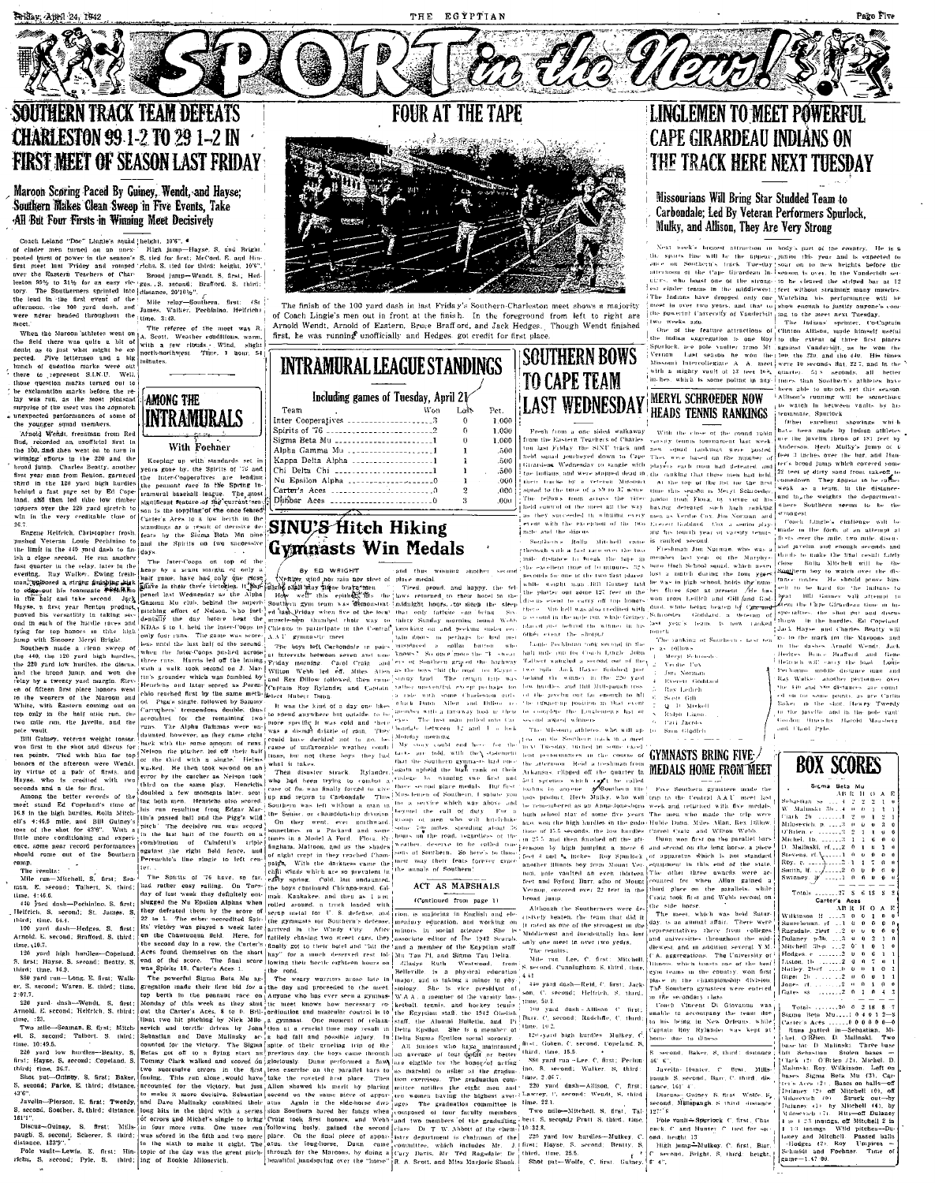# SPORT in the News!

## SOUTHERN TRACK TEAM DEFEATS CHARLESTON 99 1-2 TO 29 1-2 IN FIRST MEET OF SEASON LAST FRIDAY

### Maroon Scoring Paced By Guiney, Wendt, and Hayse; Southern Makes Clean Sweep in Five Events, Take All But Four Firsts in Winning Meet Decisively

Coach Leland "Doc" Lingle's squad of cinder men turned on an unexpected burst of power in the season's first meet last Friday and romped over the Eastern Teachers of Charleston 99½ to 31½ for an easy victory. The Southerners sprinted into the lead in the first event of the afternoon, the 100 yard dash, and were never headed throughout the meet.

When the Maroon athletes went on the field there was quite a bit of doubt as to just what might be expected. Five lettermen and a big bunch of question marks were out there to represent S.I.N.U. Well, those question marks turned out to be exclamation marks before the relay was run, as the most pleasant surprise of the meet was the comeback unexpected performances of some of the younger squad members.

Arnold Wendt, freshman from Red Bud, recorded an unofficial first in the 100, and then went on to turn in winning efforts in the 220 and the broad jump. Charles Beatty, another first year man from Benton, garnered third in the 120 yard high hurdles behind a fast pace set by Ed Copeland, and then led the low timber toppers over the 220 yard stretch to win in the very creditable time of 26.7.

Eugene Helfrich, Christopher frosh, pushed Veteran Louie Pechinino to the limit in the 440 yard dash to finish a close second. He ran another fast quarter in the relay, later in the evening. Ray Walker, Ewing freshman, ... a strong finishing ... ahead of his teammate ... in the half and take second. Jack Hayse, a first year Benton product, proved his versatility in taking second in each of the hurdle races and tying for top honors in the high jump with Snooper Meryl Bright.

Southern made a clean sweep of the 440, the 120 yard high hurdles, the 220 yard low hurdles, the discus and the broad jump, and won the relay by a twenty yard margin. Eleven of fifteen first place honors went to the wearers of the Maroon and White, with Eastern coming out on top only in the half mile run, the two mile run, the javelin, and the pole vault.

Bill Guiney, veteran weight tosser, won first in the shot and discus for ten points. Tied with him for top honors of the afternoon were Wendt, by virtue of a pair of firsts, and Hayse, who is credited with two seconds and a tie for first.

Among the better records of the meet stand Ed Copeland's time of 16.8 in the high hurdles, Rolla Mitchell's 4:46.5 mile, and Bill Guiney's toss of the shot for 43'6". With a little more conditioning and experience, some more record performances should come out of the Southern camp.

The results:

Mile run—Mitchell, S. first; Seaman, E. second; Talbert, S. third; time, 4:46.5.

440 yard dash—Pechinino, S. first; Helfrich, S. second; St. James, S. third; time, 54.1.

100 yard dash—Hedges, S. first; Arnold, E. second; Brafford, S. third; time, 10.7.

120 yard high hurdles—Copeland, S. first; Hayse, S. second; Beatty, S. third; time, 16.8.

880 yard run—Long, E. first; Walker, S. second; Waren, E. third; time, 2:07.7.

220 yard dash—Wendt, S. first; Arnold, E. second; Helfrich, S. third; time, :23.

Two mile—Seaman, E. first; Mitchell, S. second; Talbert, S. third; time, 10:49.5.

220 yard low hurdles—Beatty, S. first; Hayse, S. second; Copeland, S. third; time, 26.7.

Shot put—Guiney, S. first; Baker, S. second; Parks, E. third; distance, 43'6".

Javelin—Pierson, E. first; Tweedy, S. second; Souther, S. third; distance, 161'1".

Discus—Guiney, S. first; Millspaugh, S. second; Scherer, S. third; distance, 123'9".

Pole vault—Lewis, E. first; Hinrichs, S. second; Pyle, S. third; height, 10'6".

High jump—Hayse, S. and Bright, S. tied for first; McCord, E. and Hedges, S. tied for third; height, 5'10".

Broad jump—Wendt, S. first; Hedges, S. second; Brafford, S. third; distance, 20'10¾".

Mile relay—Southern, first; (St. James, Walker, Pechinino, Helfrich); time, 3:42.

The referee of the meet was R. A. Scott. Weather conditions, warm, with a few clouds. Wind, slight north-northwest. Time, 1 hour, 54 minutes.

## AMONG THE INTRAMURALS

### With Foehner

Keeping up with standards set in years gone by, the Spirits of '76 and the Inter-Cooperatives are leading the pennant race in the Spring Intramural basketball league. The most significant feature of the current season is the toppling of the once feared Carter's Aces to a low berth in the standings as a result of decisive defeats by the Sigma Beta Mu nine and the Spirits on two successive days.

The Inter-Coops on top of the heap by a scant margin of only a half game, have had only one close shave in their three victories. It happened last Wednesday as the Alpha Gamma Mu club, behind the superb pitching effort of Nelson, who incidentally the day before beat the KDAs 6 to 1, held the Inter-Coops to only four runs. The game was scoreless until the last half of the second when the Inter-Coops pushed across three runs. Harris led off the inning with a walk took second on J. Martin's grounder which was fumbled by Hendricks and later scored as Perenchio reached first by the same method. Pigg's single, followed by Sammy Carruthers' tremendous double, thus accounted for the remaining two runs. The Alpha Gamma were undaunted however, as they came right back with the same amount of runs. Nelson the pitcher led off their half of the third with a single. Helms walked. He then took second on an error by the catcher as Nelson took third on the same play. Hendricks doubled a few moments later scoring both men. Hendricks also scored his run resulting from Edgar Martin's passed ball and the Pigg's wild pitch. The deciding run was scored in the last half of the fourth on a combination of Colafetti's triple against the right field fence, and Perenchio's line single to left center.

The Spirits of '76 so far, had rather easy sailing. On Tuesday of this week they definitely outslugged the Nu Epsilon Alpha as they defeated them by the score of 22 to 1. The other undefeated Spirits' victory was played a week later on the Chautauqua field. Here, for the second day in a row, the Carter's Aces found themselves on the short end of the score. The final score was Spirits 10, Carter's Aces 1.

The powerful Sigma Beta Mu aggregation made their first bid for a top berth in the pennant race on Monday of this week as they shut out the Carter's Aces, 8 to 0. Brilliant two hit pitching by Nick Milosevich and terrific drives by John Sebastian and Dave Mulinsky accounted for the victory. The Sigma Betas got off to a flying start as Tommy Clark walked and scored on two successive errors in the first inning. This run alone would have accounted for the victory, but just to make it more decisive, Sebastian and Dave Mulinsky combined their long hits in the third with a series of errors and Michel's single to bring in four more runs. One more run was scored in the fifth and two more in the sixth to make it eight. The topic of the day was the great pitching of Rookie Milosevich.

## FOUR AT THE TAPE

The finish of the 100 yard dash in last Friday's Southern-Charleston meet shows a majority of Coach Lingle's men out in front at the finish. In the foreground from left to right are Arnold Wendt, Arnold of Eastern, Bruce Brafford, and Jack Hedges. Though Wendt finished first, he was running unofficially and Hedges got credit for first place.

## INTRAMURAL LEAGUE STANDINGS

Including games of Tuesday, April 21

| Team | Won | Lost | Pct. |
|---|---|---|---|
| Inter Cooperatives | 3 | 0 | 1.000 |
| Spirits of '76 | 2 | 0 | 1.000 |
| Sigma Beta Mu | 1 | 0 | 1.000 |
| Alpha Gamma Mu | 1 | 1 | .500 |
| Kappa Delta Alpha | 1 | 1 | .500 |
| Chi Delta Chi | 1 | 1 | .500 |
| Nu Epsilon Alpha | 0 | 2 | .000 |
| Carter's Aces | 0 | 2 | .000 |
| Dunbar Aces | 0 | 3 | .000 |

## SINU'S Hitch Hiking Gymnasts Win Medals

By ED WRIGHT

Neither wind nor rain nor sleet of ... shall stay these brave men ... the ... of Southern gym team ... demonstrated last Friday when five of the local students managed to ... their way to Chicago to participate in the Central A.A.U. gymnastic meet.

The boys left Carbondale in pairs at intervals between seven and nine Friday morning. Carol Craig and Wilton Webb led off. Miles Allen and Rex Dillow followed, then came Captain Roy Rylander and Captain Robert Dunn.

It was the kind of a day one likes to spend anywhere but outside, to be more specific it was cold and there was a dismal drizzle of rain. There could have doubted not to go because of unfavorable weather conditions, but not these boys, they had what it takes.

Then disaster struck. Rylander, who had been trying to combat a case of flu, was finally forced to give up and return to Carbondale. Thus Southern was left without a man in the Senior or championship division.

On they went, ever northward, sometimes in a Packard and sometimes in a Model A Ford. Flora, Effingham, Mattoon, and as the shades of night crept in they reached Champaign. With the darkness came the chill winds which are so prevalent in early spring. Cold, but undaunted, the boys continued Chicago-ward. Gilman, Kankakee, and then as 1 a.m. rolled around, a truck loaded with scrap metal for U. S. defense and the gymnasts for Southern's defense, arrived in the Windy City. After futilely chasing two street cars, they finally got to their hotel and "hit the hay" for a much deserved rest following their hectic eighteen hours on the road.

The weary warriors arose late in the day and proceeded to the meet. Anyone who has ever seen a gymnastic meet knows how necessary coordination and muscular control is to a gymnast. One moment of relaxation at a crucial time may result in a bad fall and possible injury. In spite of their grueling trip of the previous day, the boys came through gloriously. Dunn performed a flawless exercise on the parallel bars to take the coveted first place. Then Allen showed his merit by placing second on the same piece of apparatus. Again in the side-horse division Southern hung its wings when Craig took first honors, and Webb, following hotly, gained the second place. On the final piece of apparatus, the long-horse, Dunn came through for the Maroons, by doing a beautiful handspring over the "horse" and thus winning another second place medal.

Tired, proud, and happy, the fellows returned to their hotel in the midnight hours to sleep the sleep that only fatigue can bring. Six thirty Sunday morning found Webb yanking on and pecking under ... tain doors ... perhaps he but more ... nonchalanced a ... button ... who knows? So one more the "I sweat" ... of Southern gripped the highway as the boys ... the road for Egypt ... sunny land ... The ... trip was rather uneventful except perhaps for a ride with some Charleston girls which Dunn, Allen and Dillow remember with a faraway look in their eyes. The last man pulled into Carbondale between 12 and 1 o'clock Monday morning.

My story could end here, but the facts are told, with the statement that the Southern gymnasts had once again upheld the high rank on their college by winning five first and three second place medals. But first, the fellows of Southern, I salute you for a service which was above and beyond the call of duty. For a group of men who will hitch-hike some 700 miles, spending about 36 hours on the road, regardless of the weather, deserve to be called true sons of Southern. So here's to them, they met their fears forever ever the annals of Southern!

## ACT AS MARSHALS

(Continued from page 1)

tion is majoring in English and elementary education, and working on minors in social science. She is associate editor of the 1942 Obelisk, and a member of the Egyptian staff, Mu Tau Pi, and Sigma Tau Delta.

Gladys Ruth Westwood, from Belleville, is a physical education major, and is working on minors in biology. She is vice president of W.A.A., a member of the varsity basketball, tennis, and hockey teams, the Egyptian staff, the 1942 Obelisk staff, the Alumni Bulletin, and Pi Delta Epsilon. She is a member of Delta Sigma Epsilon social sorority.

All juniors who have maintained an average of four points or better are eligible for the honor of acting as marshal or usher at the graduation exercises. The graduation committee notifies the eight men and ten women having the highest averages. The graduation committee is composed of four faculty members and two members of the graduating class. Dr. T. W. Abbott of the chemistry department is chairman of the committee, which includes Mr. J. Cary Davis, Mr. Ted Ragsdale, Dr. R. A. Scott, and Miss Marjorie Shank.

## LINGLEMEN TO MEET POWERFUL CAPE GIRARDEAU INDIANS ON THE TRACK HERE NEXT TUESDAY

### Missourians Will Bring Star Studded Team to Carbondale; Led By Veteran Performers Spurlock, Mulky, and Allison, They Are Very Strong

Next week's biggest attraction in the sports line will be the appearance on Southern's track Tuesday afternoon of the Cape Girardeau Indians, who boast one of the strongest cinder teams in the middlewest. The Indians have dropped only one meet in over two years, and that to the powerful University of Vanderbilt two weeks ago.

One of the feature attractions of the Indian aggregation is one Roy Spurlock, ace pole vaulter from Mt. Vernon. Last season he won the Missouri Intercollegiate A. meet with a mighty vault of 13 feet 10½ inches, which is some poling in anybody's part of the country. He is a junior this year and is expected to soar on to new heights before the season is over. In the Vanderbilt session he cleared the striped bar at 12 feet without straining many muscles. Watching his performance will be show enough to justify anyone's coming to the meet next Tuesday.

The Indians' sprinter, Co-Captain Clinton Allison, made himself useful to the extent of three first places against Vanderbilt, as he won the 100, the 220 and the 440. His times were 10 seconds flat, 22.7, and in the quarter, 51.5 seconds, all better times than Southern's athletes have been able to knock yet this season. Allison's running will be something to watch in between vaults by his teammate, Spurlock.

Other excellent showings which have been made by Indian athletes are the javelin throw of 181 feet by Anderson, Herb Mulky's jump of 6 feet 3 inches over the bar, and Hunter's broad jump which covered some 22 feet of dirty sand from takeoff to ... They appear to be rather weak as a team in the distances and in the weights, the departments where Southern seems to be the strongest.

Coach Lingle's challenge will be made in the form of an attempt at firsts over the mile, two mile, discus and javelin, and enough seconds and thirds to make the final result fairly close. Rolla Mitchell will be the Southern boy to watch over the distance routes. He should prove himself to be hard for the Indians to beat. Bill Guiney will attempt to down the Cape Girardeau line in his specialties, the shot put and discus throw. In the hurdles, Ed Copeland, Jack Hayse, and Charles Beatty will go to the mark for the Maroons, and in the dashes Arnold Wendt, Jack Hedges, Bruce Brafford and Gene Helfrich will carry the load. Louie Pechinino, middle distance man and Ray Walker, another performer over the 440 and 880 distances, are counted on for some points, as are Carlin Baker in the shot, Henry Tweedy in the javelin and in the pole vault Gordon Hinrichs, Harold Mausbery and Lloyd Pyle.

## SOUTHERN BOWS TO CAPE TEAM LAST WEDNESDAY

Fresh from a one sided walkaway from the Eastern Teachers of Charleston last Friday the SINU track and field squad journeyed down to Cape Girardeau Wednesday to tangle with the Indians and were stopped dead in their tracks by a veteran Missouri squad to the tune of a 89 to 37 score. The fellows from across the river held control of the meet all the way as they succeeded in winning every event with the exception of the two mile and the discus.

Sophomore Rolla Mitchell came through with a fast run over the two mile distance to break the tape in the excellent time of 10 minutes, 32.8 seconds for one of the two first places which Southern men took. Bill Guiney led the platter out some 127 feet in the discus event to carry off top honors there. Mitchell was also credited with a second in the mile run while Guiney placed just behind the winner in his other event, the shotput.

Louie Pechinino took second in the half mile run for Coach Lingle. John Talbert gathered a second out of the two mile. Jack Hayse finished just behind the winner in the 220 yard low hurdles and Bill Millspaugh took one of the ... with a toss in the discus for the ... ing ... position in that event ... to complete the ... list of the second award winners.

The Missouri athletes, who will appear on the Southern track for a meet next Tuesday, turned in some excellent performances in the course of the afternoon. Reid, a freshman from Arkansas, clipped off the quarter in 50.1 seconds which ... be ... tough for anyone of Southern's ... to ... Herb Mulky, who will be remembered as an Anna-Jonesboro high school star of some few years back won the high hurdles in the good time of 15.5 seconds, the low hurdles in 25.3, and then finished off the afternoon by high jumping a mere 6 feet 4 and ¾ inches. Roy Spurlock, another Illinois boy from Mount Vernon, pole vaulted an even thirteen feet and Byford Barr, also of Mount Vernon covered over 22 feet in the broad jump.

Although the Southerners were decisively beaten, the team that did it is rated as one of the strongest in the Middlewest and incidentally has lost only one meet in over two years.

The results:

Mile run—Lee, C. first; Mitchell, S. second; Cunningham, S. third; time, 4:41.

440 yard dash—Reid, C. first; Jackson, C. second; Helfrich, S. third; time, 50.1.

100 yard dash—Allison, C. first; Barr, C. second; Radcliffe, C. third; time, 10.2.

120 yard high hurdles—Mulkey, C. first, Gohen, C. second, Copeland, S. third; time, 15.5.

880 yard run—Lee, C. first; Pechinino, S. second; Walker, S. third; time, 2:06.7.

220 yard dash—Allison, C. first; Lawrey, C. second; Wendt, S. third; time, 22.1.

Two mile—Mitchell, S. first; Talbert, S. second; Pratt, S. third; time, 10:32.8.

220 yard low hurdles—Mulkey, C. first; Hayse, S. second; Beatty, S. third; time, 25.5.

Shot put—Wolfe, C. first; Guiney, S. second; Baker, S. third; distance, 46' 6".

Javelin—Hunter, C. first; Millspaugh, S. second; Barr, C. third; distance, 161' 4".

Discus—Guiney, S. first; Wolfe, C. second; Millspaugh, S. third; distance, 127' 8".

Pole vault—Spurlock, C. first; Chapeck, C. and Hunter, C. tied for second; height, 13'.

High jump—Mulkey, C. first; Barr, C. second; Bright, S. third; height, 6' 4".

## MERYL SCHROEDER NOW HEADS TENNIS RANKINGS

With the close of the round robin varsity tennis tournament last week, new squad rankings were posted. These were based on the number of players each man had defeated and the ranking that those men had held. At the top of the list for the first time this season is Meryl Schroeder, junior from Flora, by virtue of his having defeated such high ranking men as Verdie Cox, Jim Norman, Everett Goddard. Cox, a senior playing his fourth year of varsity tennis, is ranked second.

Freshman Jim Norman, who was a member last year of the Murphysboro High School squad which never lost a match during the four years he was in high school, holds the number three spot at present. He has won from Ledrich and Gill and Goddard, while being beaten by Cox and Schroeder. Goddard, a veteran of last year's team, is now ranked fourth.

The ranking of Southern's tennis men follows:

1. Meryl Schroeder
2. Verdie Cox
3. Jim Norman
4. Everett Goddard
5. Roy Ledrich
6. Scott Gill
7. J. D. Mitchell
8. Ralph Lipton
9. Pat Jacobs
10. Sam Glodich

## GYMNASTS BRING FIVE MEDALS HOME FROM MEET

Five Southern gymnasts made the trip to the Central A.A.U. meet last week and returned with five medals. The men who made the trip were Robert Dunn, Miles Allen, Rex Dillow, Carol Craig, and Wilton Webb.

Dunn won first on the parallel bars and second on the long horse, a piece of apparatus which is not standard equipment in this end of the state. The other three awards were accounted for when Allen gained a third place on the parallels, while Craig took first and Webb second on the side horse.

The meet, which was held Saturday, is an annual affair. There were representatives there from colleges and universities throughout the midwest and in addition several Y.M.C.A. organizations. The University of Illinois, which boasts one of the best gym teams in the country, won first place in the championship division. The Southern gymnasts were entered in the secondary class.

Coach Vincent Di Giovanna was unable to accompany the team due to his being in New Orleans, while Captain Roy Rylander was kept at home due to illness.

## BOX SCORES

**Sigma Beta Mu**

| | AB | R | H | O | A | E |
|---|---|---|---|---|---|---|
| Sebastian, ss | 4 | 2 | 2 | 2 | 1 | 0 |
| W. Malinski, 3b | 4 | 0 | 0 | 1 | 1 | 1 |
| Clark, 1b | 2 | 1 | 0 | 6 | 0 | 1 |
| Milosevich, p | 3 | 0 | 0 | 0 | 2 | 0 |
| O'Brien, c | 3 | 2 | 1 | 0 | 0 | 0 |
| Michel, 2b | 3 | 1 | 1 | 6 | 0 | 0 |
| D. Malinski, rf | 2 | 0 | 1 | 1 | 0 | 0 |
| Stevens, rf | 1 | 0 | 0 | 0 | 0 | 0 |
| Roy, cf | 3 | 1 | 1 | 7 | 0 | 0 |
| Smith, lf | 3 | 0 | 1 | 0 | 0 | 0 |
| Swinney, lf | 1 | 0 | 0 | 0 | 0 | 0 |
| Totals | 27 | 8 | 6 | 18 | 3 | 2 |

**Carter's Aces**

| | AB | R | H | O | A | E |
|---|---|---|---|---|---|---|
| Wilkinson, lf | 3 | 0 | 0 | 0 | 0 | 0 |
| Sauselman, rf | 1 | 0 | 0 | 1 | 0 | 0 |
| Ragsdale, 2b | 2 | 0 | 0 | 3 | 0 | 0 |
| Dulaney, p | 2 | 0 | 0 | 2 | 0 | 1 |
| Mitchell, 3b | 2 | 0 | 1 | 0 | 0 | 0 |
| Hedges, c | 2 | 0 | 0 | 1 | 0 | 0 |
| Easton, 1b | 2 | 0 | 0 | 7 | 1 | 0 |
| Morley, 2b | 2 | 0 | 1 | 0 | 0 | 1 |
| Bigen, 2b | 2 | 0 | 0 | 2 | 0 | 1 |
| Jones, rf | 2 | 0 | 0 | 1 | 0 | 0 |
| Gates, ss | 2 | 0 | 1 | 0 | 4 | 2 |
| Totals | 20 | 0 | 2 | 18 | 8 | 5 |

| | | | | | | | |
|---|---|---|---|---|---|---|---|
| Sigma Beta Mu | 1 | 0 | 4 | 0 | 1 | 2 | —8 |
| Carter's Aces | 0 | 0 | 0 | 0 | 0 | 0 | —0 |

Runs batted in—Sebastian, Michel, O'Brien, D. Malinski. Two base hit—D. Malinski. Three base hit—Sebastian. Stolen bases—Clark (2), O'Brien (2), Michel, D. Malinski, Roy, Wilkinson. Left on bases—Sigma Beta Mu (3), Carter's Aces (2). Bases on balls—off Dulaney (3), off Mitchell (1), off Milosevich (0). Struck out—by Dulaney (4), by Mitchell (4), by Milosevich (7). Hits—off Dulaney 4 in 4 2/3 innings, off Mitchell 2 in 1 1/3 innings. Wild pitches—Dulaney and Mitchell. Passed balls—Hedges (2). Roy. Umpires — Schmidt and Foehner. Time of game—1:47:00.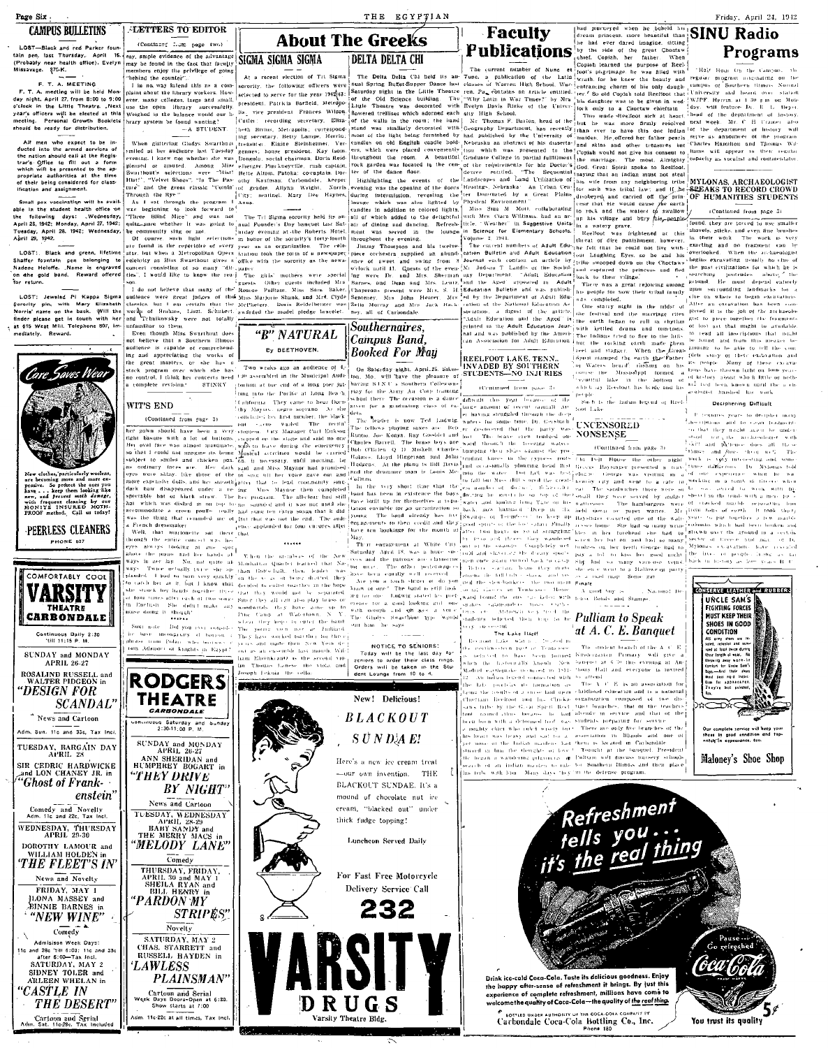# CAMPUS BULLETINS

LOST—Black and red Parker fountain pen, last Thursday, April 16. (Probably near health office). Evelyn Missavage. 375-K.

F. T. A. MEETING

F. T. A. meeting will be held Monday night, April 27, from 8:00 to 9:00 o'clock in the Little Theatre. Next year's officers will be elected at this meeting. Personal Growth Booklets should be ready for distribution.

All men who expect to be inducted into the armed services of the nation should call at the Registrar's Office to fill out a form which will be presented to the appropriate authorities at the time of their being considered for classification and assignment.

Small pox vaccination will be available in the student health office on the following days: Wednesday, April 23, 1942; Monday, April 27, 1942; Tuesday, April 28, 1942; Wednesday, April 29, 1942.

LOST: Black and green, lifetime Shaffer fountain pen belonging to Nadene Holoffe. Name is engraved on the gold band. Reward offered for return.

LOST: Jeweled Pi Kappa Sigma Sorority pin, with Mary Elizabeth Norris' name on the back. Will the finder please get in touch with her at 615 West Mill. Telephone 807, immediately. Reward.

Care Saves Wear

New clothes, particularly woolens, are becoming more and more expensive. So protect the ones you have . . . keep them looking like new, and prevent moth damage, with frequent cleaning by our MOTH INSURED MOTH-PROOF method. Call us today!

PEERLESS CLEANERS

PHONE 637

COMFORTABLY COOL

VARSITY THEATRE CARBONDALE

Continuous Daily 2:30 'till 11:15 P. M.

SUNDAY and MONDAY APRIL 26-27

ROSALIND RUSSELL and WALTER PIDGEON in "DESIGN FOR SCANDAL"

News and Cartoon

Adm. Sun. 11c and 33c, Tax Incl.

TUESDAY, BARGAIN DAY APRIL 28

SIR CEDRIC HARDWICKE and LON CHANEY JR. in "Ghost of Frankenstein"

Comedy and Novelty
Adm. 11c and 22c, Tax Incl.

WEDNESDAY, THURSDAY APRIL 29-30

DOROTHY LAMOUR and WILLIAM HOLDEN in 'THE FLEET'S IN'

News and Novelty

FRIDAY, MAY 1
ILONA MASSEY and BINNIE BARNES in "NEW WINE"

Comedy

Admission Week Days: 11c and 28c 'till 6:00; 11c and 33c after 6:00—Tax Incl.

SATURDAY, MAY 2
SIDNEY TOLER and ARLEEN WHELAN in "CASTLE IN THE DESERT"

Cartoon and Serial
Adm. Sat. 11c-28c, Tax Included

# LETTERS TO EDITOR

(Continued from page two)

ray, ample evidence of the advantage may be found in the fact that faculty members enjoy the privilege of going "behind the counter".

I in no way intend this as a complaint about the library workers. However, many colleges, large and small, use the open library successfully. Weighed in the balance would our library system be found wanting?

—A STUDENT.

When glittering Gladys Swarthout smiled at her audience last Tuesday evening, I knew not whether she was pleased or amused. Among Miss Swarthout's selections were "Hist! Hist!", "Velvet Shoes", "In The Pasture" and the great classic "Comin' Through the Rye".

As I sat through the program I was beginning to look forward to "Three Blind Mice" and was not quite sure whether it was going to be community sing or not.

Of course, such light selections are found in the repertoire of every star but when a Metropolitan Opera celebrity as Miss Swarthout gives a concert consisting of so many "ditties", I would like to know the reason.

I do not believe that many of the audience were great judges of the classics, but I am certain that the works of Brahms, Liszt, Schubert and Tschaikowsky were not totally unfamiliar to them.

Even though Miss Swarthout does not believe that a Southern Illinois audience is capable of comprehending and appreciating the works of the great masters, or she has a stock program over which she has no control, I think her concerts need a complete revision.

STINKY

## WIT'S END

(Continued from page 3)

her gown should have been a very right bosom with a lot of buttons. Her oval face was almost inanimate, so that I could not imagine its being subject to smiles and chicken pox, as ordinary mortals are. Her dark eyes were shiny, like those of the more expensive dolls, and her smooth dark hair disappeared under a respectable but so black straw. The hat which was dished in on top to accommodate a crown pouff—really was the thing that reminded me of a French dressmaker.

Well, that marionette sat there through the entire concert. . . . [text largely illegible] . . .

# About The Greeks

## SIGMA SIGMA SIGMA

At a recent election of Tri Sigma sorority, the following officers were selected to serve for the year 1942-43: president, Patricia Barfield, Metropolis; vice president, Frances Wilson, Cutler; recording secretary, Elizabeth Brims, Metropolis; corresponding secretary, Bettye Lamme, Harrisburg; treasurer, Elaine Steinheimer, Vergennes; house president, Kay Isom, Dongola; social chairman, Doris Reidelberger, Pinckneyville; rush captain, Bette Alton, Patoka; co-captain, Dorothy Kaufman, Carbondale; keeper of grades, Allyn Wright, Norris City; sentinel, Mary Dee Haynes, Anna.

The Tri Sigma sorority held its annual Founder's Day banquet last Saturday evening at the Roberts Hotel in honor of the sorority's forty-fourth year as an organization. The celebration took the form of a newspaper office with the sorority as the newspaper.

The girls' mothers were special guests. Other guests included Miss Roscoe Pulliam, Miss Sara Baker, Miss Marjorie Shank, and Mrs. Clyde McElheron. Doris Reidelberger was awarded the model pledge bracelet.

## DELTA DELTA CHI

The Delta Delta Chi held its annual Spring Buffet-Supper Dance last Saturday night in the Little Theatre of the Old Science building. The Little Theatre was decorated with flowered trellises which adorned each of the walls in the room; the band stand was similarly decorated with most of the light being furnished by candles on old English candle holders, which were placed conveniently throughout the room. A beautiful rock garden was located in the center of the dance floor.

Highlighting the events of the evening was the opening of the doors during intermission, revealing the lounge which was also lighted by candles in addition to colored lights, all of which added to the delightful air of dining and dancing. Refreshment was served in the lounge throughout the evening.

Jimmy Thompson and his twelve-piece orchestra supplied an abundance of sweet and swing from 8 o'clock until 11. Guests of the evening were Dr. and Mrs. Sherman Barnes and Dean and Mrs. Lentz. Chaperons present were Mrs. S. H. Sweeney, Mrs. John Hearer, Mrs. Zella Murray and Mrs. Jack Hackney, all of Carbondale.

## "B" NATURAL

By BEETHOVEN.

Two weeks ago an audience of 4,130 assembled in the Municipal Auditorium at the end of a long pier jutting into the Pacific at Long Beach, California. They came to hear Dorothy Maynor, negro soprano. As she . . . [text largely illegible] . . .

When the members of the New Manhattan Quartet learned that Nathan Gottschalk, their leader, was on the . . . [text largely illegible] . . .

## Southernaires, Campus Band, Booked For May

On Saturday night, April 25, Bakerton, Mo. will have the pleasure of having S.I.N.U.'s Southern Collegians play for the Army Air Corps training school there. The occasion is a dance given for a graduating class of cadets.

The leader is now Ted Ludwig. The fellows playing saxes are Bob Jones, Joe Kunyn, Ray Goddard and Charles Barrell. The brass boys are Bob O'Brien, G. D. Mitchell, Charles Holmes, Lloyd Hilgerson and John Hodgens. At the piano is Bill Davis and the drummer man is Louis McCollum.

In the very short time that the band has been in existence the boys have built up for themselves a reputation enviable for an organization so young. The band already has engagements to their credit and they have ten bookings for the month of May.

Their engagement at White City Saturday, April 18, was a huge success and the patrons are clamoring for more. The other outstanding ones have been equally well received.

Are you a touch sitter or do you know of one? The band is still looking for one. Ludwig said he needs one for a good looking girl one with oomph and oh gee a voice. The Gladys Swarthout type would suit him, he says.

******

NOTICE TO SENIORS:
Today will be the last day for seniors to order their class rings. Orders will be taken in the Student Lounge from 10 to 4.

RODGERS THEATRE CARBONDALE

Continuous Saturday and Sunday 2:30-11:00 P. M.

SUNDAY and MONDAY APRIL 26-27
ANN SHERIDAN and HUMPHREY BOGART in "THEY DRIVE BY NIGHT"

News and Cartoon

TUESDAY, WEDNESDAY APRIL 28-29
BABY SANDY and THE MERRY MACS in "MELODY LANE"

Comedy

THURSDAY, FRIDAY, APRIL 30 and MAY 1
SHEILA RYAN and BILL HENRY in "PARDON MY STRIPES"

Novelty

SATURDAY, MAY 2
CHAS. STARRETT and RUSSELL HAYDEN in "LAWLESS PLAINSMAN"

Cartoon and Serial
Week Days Doors Open at 6:30. Show Starts at 7:00

Adm. 11c-22c at all times, Tax Incl.

New! Delicious!

BLACKOUT SUNDAE!

Here's a new ice cream treat—our own invention. THE BLACKOUT SUNDAE. It's a mound of chocolate nut ice cream, "blacked out" under thick fudge topping!

Luncheon Served Daily

For Fast Free Motorcycle Delivery Service Call

232

VARSITY DRUGS

Varsity Theatre Bldg.

# Faculty Publications

The current number of Nunc et Tunc, a publication of the Latin classes of Warren High School, Warren, Pa., contains an article entitled, "Why Latin in War Times?" by Mrs. Evelyn Davis Rieke of the University High School.

Mr. Thomas F. Barton, head of the Geography Department, has recently had published by the University of Nebraska an abstract of his dissertation which was presented to the Graduate College in partial fulfillment of the requirements for his Doctor's degree entitled, "The Sequential Landscapes and Land Utilization of Hastings, Nebraska: An Urban Center Dominated by a Great Plains Physical Environment".

Miss Sina M. Mott, collaborating with Miss Clara Williams, had an article, "Weather" in Suggestive Units in Science for Elementary Schools, Volume 2, 1941.

The current numbers of Adult Education Bulletin and Adult Education Journal each contain an article by Mr. Judson T. Landis of the Sociology Department. "Adult Education and the Aged" appeared in Adult Education Bulletin and was published by the Department of Adult Education of the National Education Association. A digest of the article, "Adult Education and the Aged" is printed in the Adult Education Journal and was published by the American Association for Adult Education.

## REELFOOT LAKE, TENN., INVADED BY SOUTHERN STUDENTS—NO INJURIES

(Continued from page 3)

difficult this year because of the large amount of recent rainfall. After having struggled through the deep waters for some time, Dr. Gersbacher discovered that the party was lost. . . . [text largely illegible] . . .

### The Lake Itself

Reelfoot Lake, which is located in the northwestern part of Tennessee, was believed to have been formed when the Mississippi River flooded . . . [text largely illegible] . . .

had journeyed when he beheld his dream princess, more beautiful than he had ever dared imagine, sitting by the side of the great Choctaw chief, Copiah, her father. When Copiah learned the purpose of Reelfoot's pilgrimage he was filled with wrath, for he knew the beauty and entrancing charm of his only daughter. So old Copiah told Reelfoot that his daughter was to be given in wedlock only to a Choctaw chieftain.

This made Reelfoot sick at heart but he was more firmly resolved than ever to have this one Indian maiden. He offered her father pearls and skins and other treasures, but Copiah would not give his consent to the marriage. The most Almighty God, Great Spirit spoke to Reelfoot, saying that an Indian must not steal his wife from any neighboring tribe, for such was tribal law; and if he disobeyed and carried off the princess that He would cause the earth to rock and the waters to swallow up his village and bury his people in a watery grave.

Reelfoot was frightened at this threat of dire punishment, however, he felt that he could not live without Laughing Eyes, so he and his tribe swooped down on the Choctaws and captured the princess and fled back to their village.

There was a great rejoicing among his people for now their tribal family was completed.

One starry night in the midst of the festival and the marriage rites the earth began to roll in rhythm with . . . [text largely illegible] . . .

Such is the Indian legend of Reelfoot Lake.

## UNCENSORED NONSENSE

(Continued from page 3)

. . . [text largely illegible] . . .

Finale

A good buy is . . . National Defense Bonds and Stamps.

## Pulliam to Speak at A. C. E. Banquet

The student branch of the A. C. E. (Association for Childhood Education) will give a banquet at 6:30 this evening at Anthony Hall and everyone is invited to attend.

The A. C. E. is an association for childhood education and is a national organization composed of two distinct branches, that of the teachers already in service and that of the students preparing for service.

There are only five branches of the association in Illinois and one of them is located in Carbondale.

Tonight at the banquet, President Pulliam will discuss nursery schools for Southern Illinois and their place in the defense program.

# SINU Radio Programs

"Half Hour On the Campus", the regular program originating on the campus of Southern Illinois Normal University and heard over station WJPF Herrin at 1:30 p.m. on Monday, will feature Dr. R. L. Beyer, head of the department of history, next week. Mr. C. H. Cramer also of the department of history will serve as announcer of the program. Charles Hamilton and Thomas Williams will appear in their regular capacity as vocalist and commentator.

## MYLONAS, ARCHAEOLOGIST SPEAKS TO RECORD CROWD OF HUMANITIES STUDENTS

(Continued from page 3)

found, they are forced to use smaller shovels, sticks, and even fine brushes in their work. The work is very exacting and no fragment can be overlooked. When the archaeologist begins excavating usually no clue of the past civilizations for which he is searching protrudes above the ground. He must depend entirely upon surrounding landmarks for a clue on where to begin excavations. After an excavation has been completed it is the job of the archaeologist to piece together the fragments of lost art that might be available to read all inscriptions that might be found and with this process he manages to be able to tell the complete story of their excavation and its people. Many of these excavations have thrown new light on the history of nations which little or nothing had been known until the excavations had finished his work.

### Deciphering Difficult

It requires years to decipher many inscriptions and to reconstruct fragments . . . [text largely illegible] . . .

CONSERVE LEATHER and RUBBER

UNCLE SAM'S FIGHTING FORCES MUST KEEP THEIR SHOES IN GOOD CONDITION

All army shoes are resoled and repaired and not thrown away. We're throwing away worn-out condition for Uncle Sam's Boys—And their shoes must stay in good condition . . .

Our complete service will keep your shoes in good condition and top-notch in appearance, too.

Maloney's Shoe Shop

Refreshment tells you... it's the real thing

Drink ice-cold Coca-Cola. Taste its delicious goodness. Enjoy the happy after-sense of refreshment it brings. By just this experience of complete refreshment, millions have come to welcome the quality of Coca-Cola—the quality of the real thing.

BOTTLED UNDER AUTHORITY OF THE COCA-COLA COMPANY BY
Carbondale Coca-Cola Bottling Co., Inc.
Phone 180

Pause... Go refreshed

Coca-Cola

You trust its quality 5¢